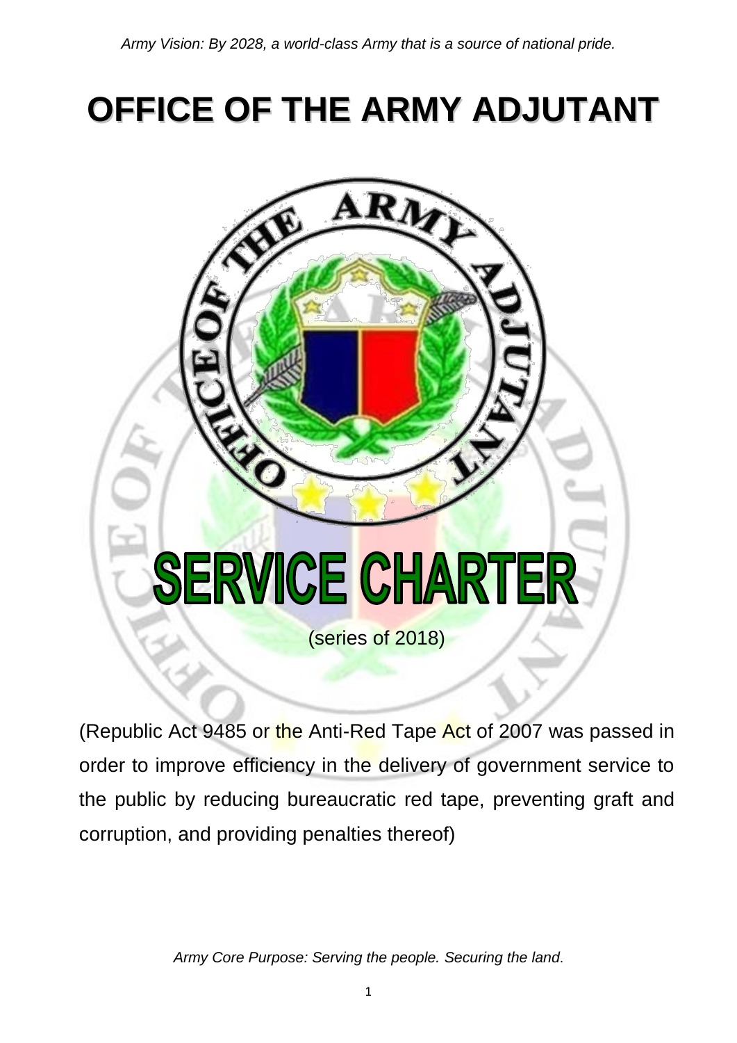*Army Vision: By 2028, a world-class Army that is a source of national pride.*

# OFFICE OF THE ARMY ADJUTANT

# SERVICE CHARTER

(series of 2018)

(Republic Act 9485 or the Anti-Red Tape Act of 2007 was passed in order to improve efficiency in the delivery of government service to the public by reducing bureaucratic red tape, preventing graft and corruption, and providing penalties thereof)

*Army Core Purpose: Serving the people. Securing the land.*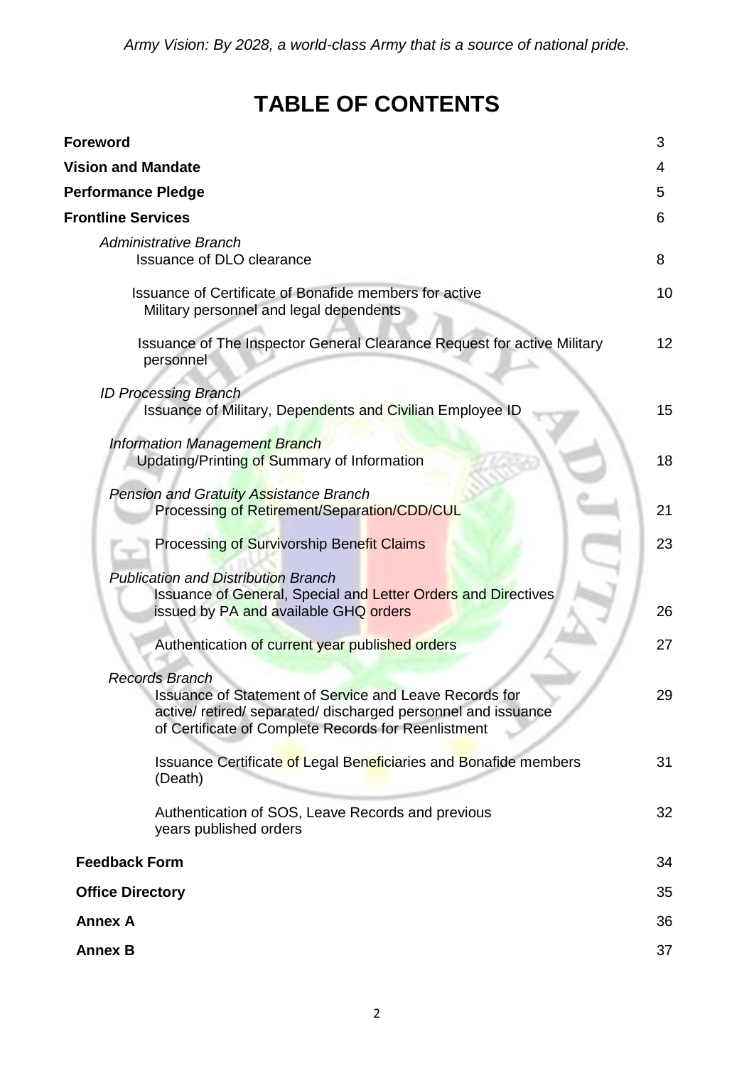# TABLE OF CONTENTS

| | |
|---|---|
| **Foreword** | 3 |
| **Vision and Mandate** | 4 |
| **Performance Pledge** | 5 |
| **Frontline Services** | 6 |
| *Administrative Branch* | |
| Issuance of DLO clearance | 8 |
| Issuance of Certificate of Bonafide members for active Military personnel and legal dependents | 10 |
| Issuance of The Inspector General Clearance Request for active Military personnel | 12 |
| *ID Processing Branch* | |
| Issuance of Military, Dependents and Civilian Employee ID | 15 |
| *Information Management Branch* | |
| Updating/Printing of Summary of Information | 18 |
| *Pension and Gratuity Assistance Branch* | |
| Processing of Retirement/Separation/CDD/CUL | 21 |
| Processing of Survivorship Benefit Claims | 23 |
| *Publication and Distribution Branch* | |
| Issuance of General, Special and Letter Orders and Directives issued by PA and available GHQ orders | 26 |
| Authentication of current year published orders | 27 |
| *Records Branch* | |
| Issuance of Statement of Service and Leave Records for active/ retired/ separated/ discharged personnel and issuance of Certificate of Complete Records for Reenlistment | 29 |
| Issuance Certificate of Legal Beneficiaries and Bonafide members (Death) | 31 |
| Authentication of SOS, Leave Records and previous years published orders | 32 |
| **Feedback Form** | 34 |
| **Office Directory** | 35 |
| **Annex A** | 36 |
| **Annex B** | 37 |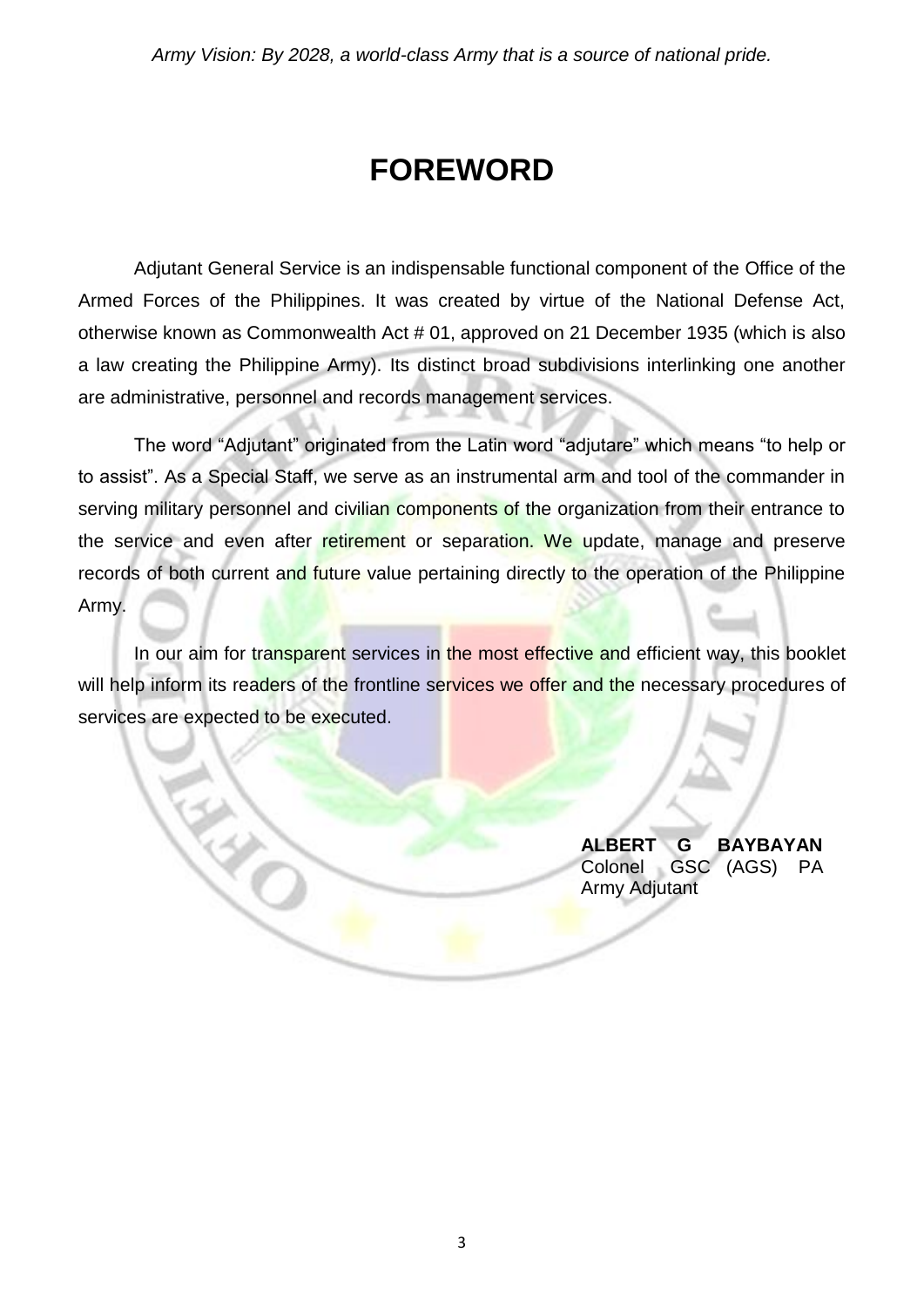# FOREWORD

Adjutant General Service is an indispensable functional component of the Office of the Armed Forces of the Philippines. It was created by virtue of the National Defense Act, otherwise known as Commonwealth Act # 01, approved on 21 December 1935 (which is also a law creating the Philippine Army). Its distinct broad subdivisions interlinking one another are administrative, personnel and records management services.

The word "Adjutant" originated from the Latin word "adjutare" which means "to help or to assist". As a Special Staff, we serve as an instrumental arm and tool of the commander in serving military personnel and civilian components of the organization from their entrance to the service and even after retirement or separation. We update, manage and preserve records of both current and future value pertaining directly to the operation of the Philippine Army.

In our aim for transparent services in the most effective and efficient way, this booklet will help inform its readers of the frontline services we offer and the necessary procedures of services are expected to be executed.

**ALBERT G BAYBAYAN**
Colonel GSC (AGS) PA
Army Adjutant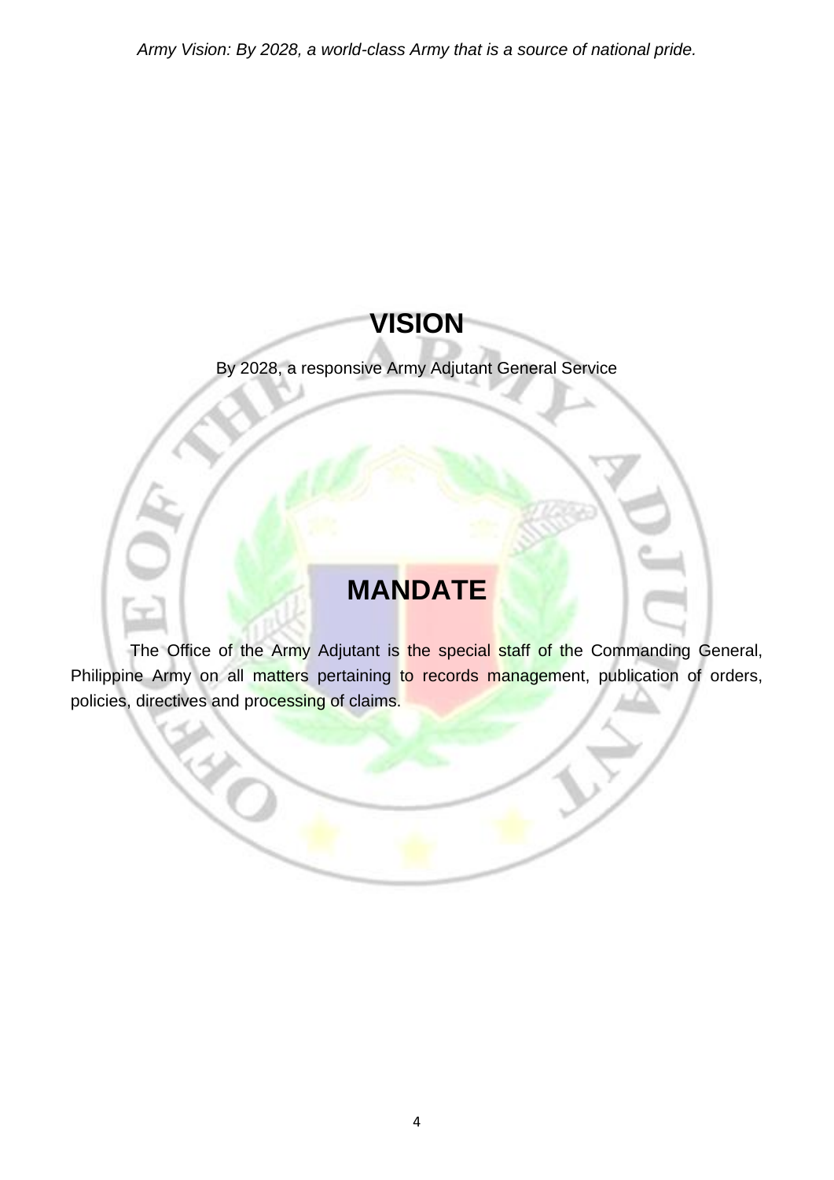## VISION

By 2028, a responsive Army Adjutant General Service

## MANDATE

The Office of the Army Adjutant is the special staff of the Commanding General, Philippine Army on all matters pertaining to records management, publication of orders, policies, directives and processing of claims.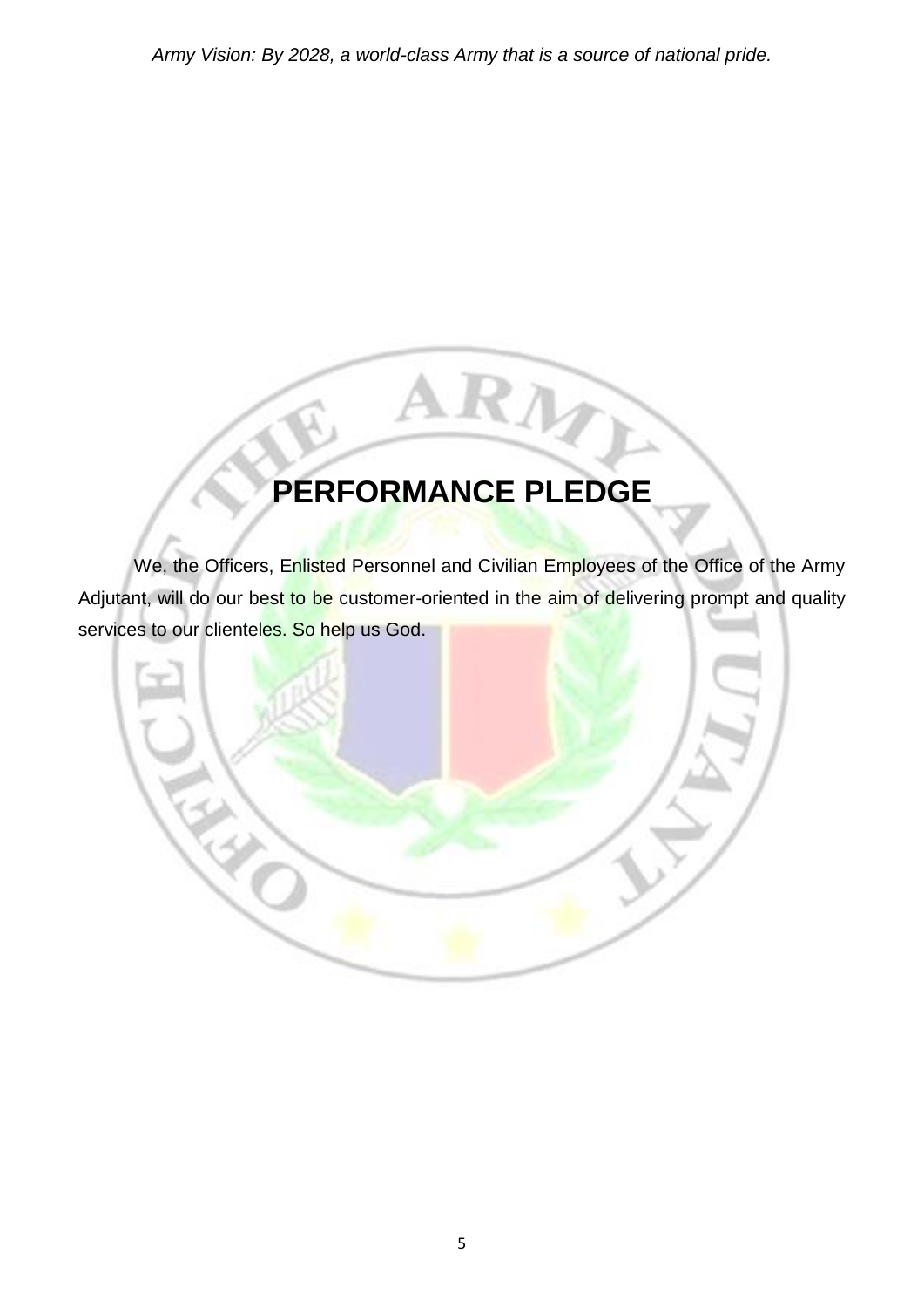# PERFORMANCE PLEDGE

We, the Officers, Enlisted Personnel and Civilian Employees of the Office of the Army Adjutant, will do our best to be customer-oriented in the aim of delivering prompt and quality services to our clienteles. So help us God.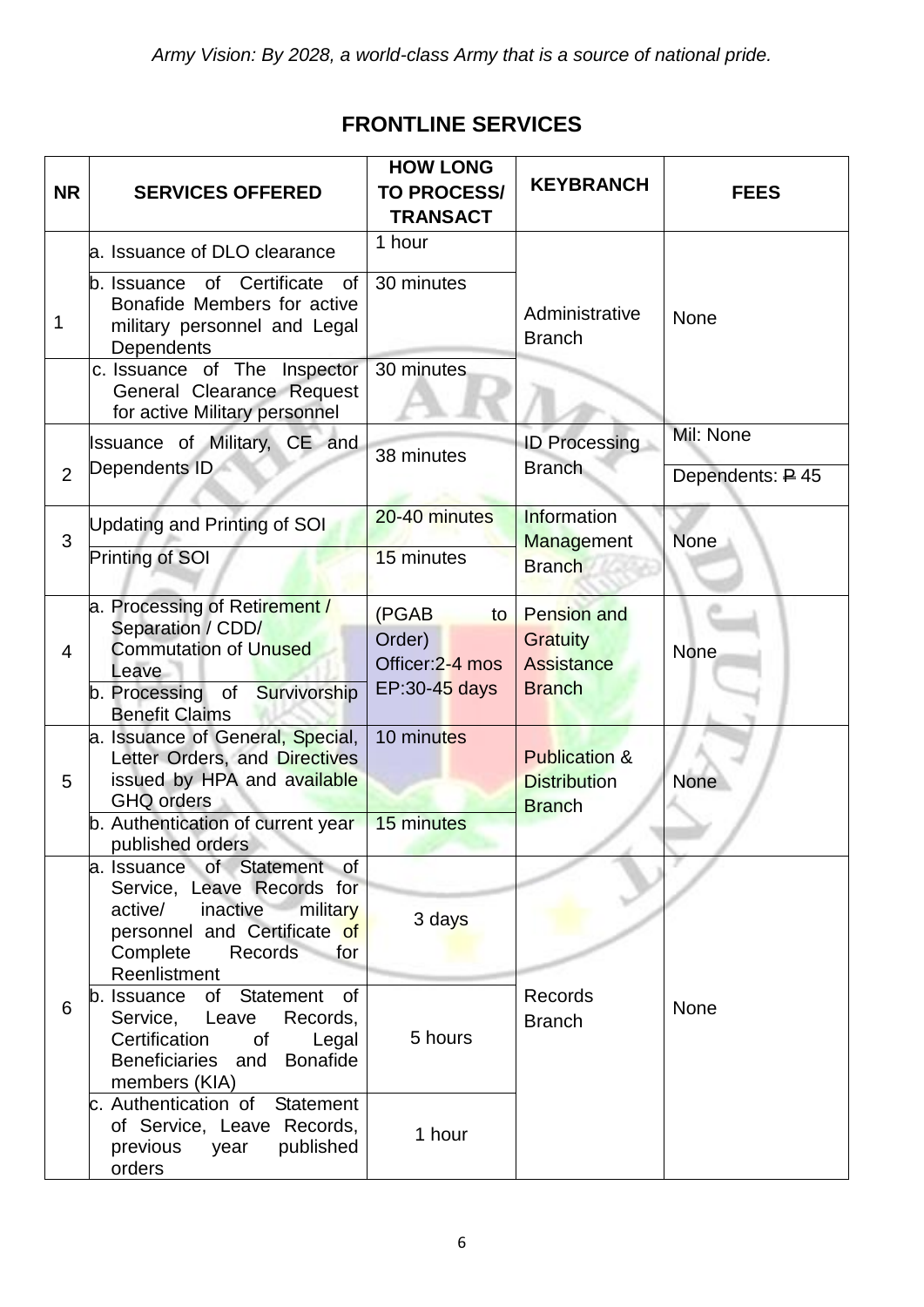*Army Vision: By 2028, a world-class Army that is a source of national pride.*

## FRONTLINE SERVICES

| NR | SERVICES OFFERED | HOW LONG TO PROCESS/ TRANSACT | KEYBRANCH | FEES |
|---|---|---|---|---|
| 1 | a. Issuance of DLO clearance | 1 hour | Administrative Branch | None |
| | b. Issuance of Certificate of Bonafide Members for active military personnel and Legal Dependents | 30 minutes | | |
| | c. Issuance of The Inspector General Clearance Request for active Military personnel | 30 minutes | | |
| 2 | Issuance of Military, CE and Dependents ID | 38 minutes | ID Processing Branch | Mil: None |
| | | | | Dependents: ₱ 45 |
| 3 | Updating and Printing of SOI | 20-40 minutes | Information Management Branch | None |
| | Printing of SOI | 15 minutes | | |
| 4 | a. Processing of Retirement / Separation / CDD/ Commutation of Unused Leave | (PGAB to Order) Officer:2-4 mos EP:30-45 days | Pension and Gratuity Assistance Branch | None |
| | b. Processing of Survivorship Benefit Claims | | | |
| 5 | a. Issuance of General, Special, Letter Orders, and Directives issued by HPA and available GHQ orders | 10 minutes | Publication & Distribution Branch | None |
| | b. Authentication of current year published orders | 15 minutes | | |
| 6 | a. Issuance of Statement of Service, Leave Records for active/ inactive military personnel and Certificate of Complete Records for Reenlistment | 3 days | Records Branch | None |
| | b. Issuance of Statement of Service, Leave Records, Certification of Legal Beneficiaries and Bonafide members (KIA) | 5 hours | | |
| | c. Authentication of Statement of Service, Leave Records, previous year published orders | 1 hour | | |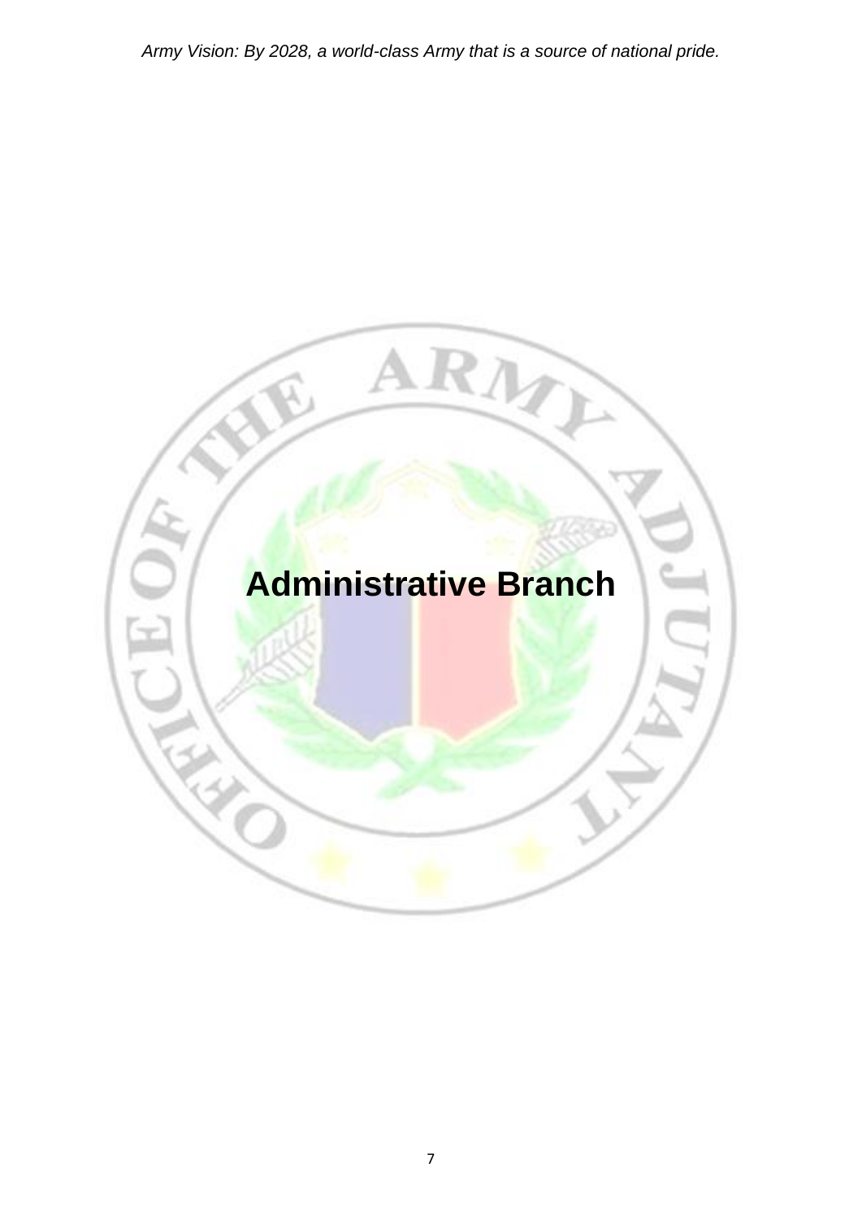# Administrative Branch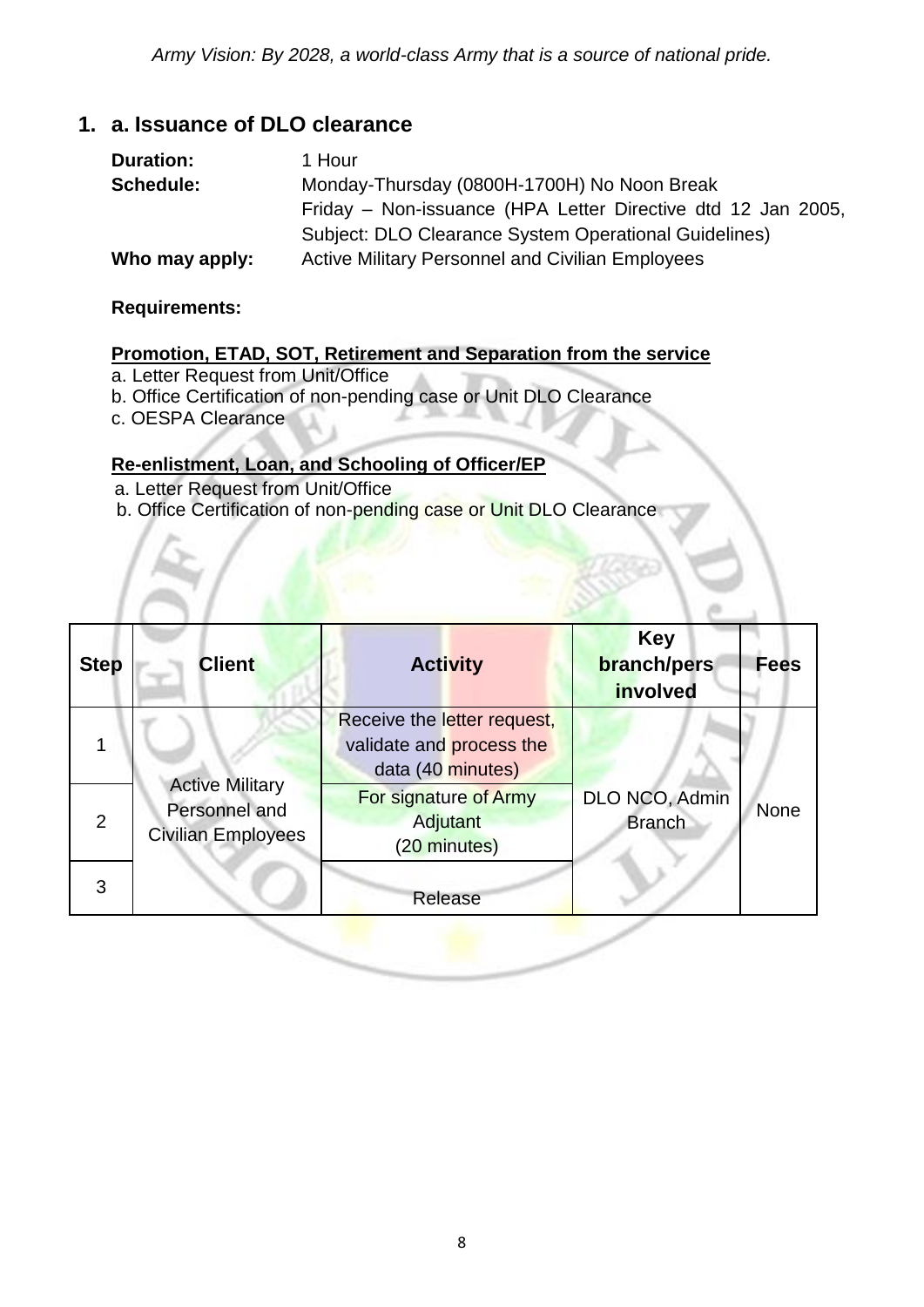## 1. a. Issuance of DLO clearance

**Duration:** 1 Hour

**Schedule:** Monday-Thursday (0800H-1700H) No Noon Break
Friday – Non-issuance (HPA Letter Directive dtd 12 Jan 2005, Subject: DLO Clearance System Operational Guidelines)

**Who may apply:** Active Military Personnel and Civilian Employees

**Requirements:**

**Promotion, ETAD, SOT, Retirement and Separation from the service**

a. Letter Request from Unit/Office
b. Office Certification of non-pending case or Unit DLO Clearance
c. OESPA Clearance

**Re-enlistment, Loan, and Schooling of Officer/EP**

a. Letter Request from Unit/Office
b. Office Certification of non-pending case or Unit DLO Clearance

| Step | Client | Activity | Key branch/pers involved | Fees |
|---|---|---|---|---|
| 1 | Active Military Personnel and Civilian Employees | Receive the letter request, validate and process the data (40 minutes) | DLO NCO, Admin Branch | None |
| 2 | | For signature of Army Adjutant (20 minutes) | | |
| 3 | | Release | | |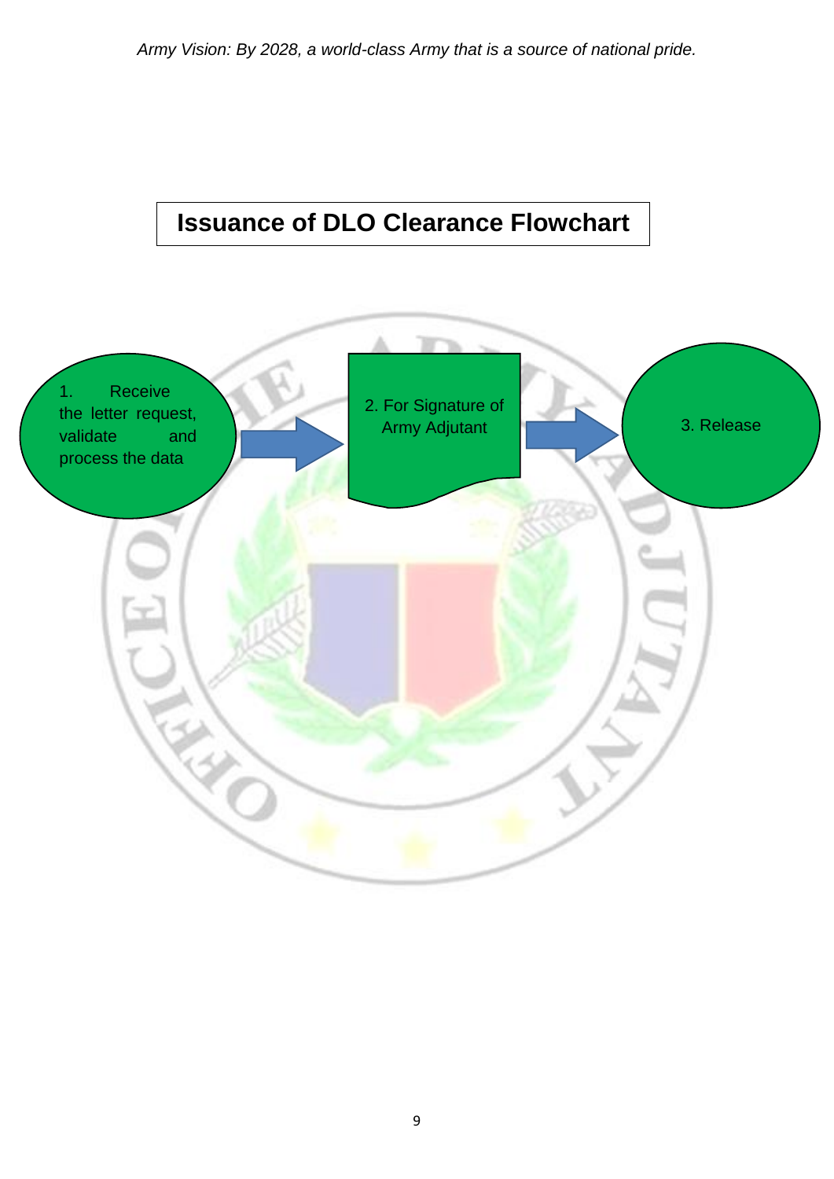# Issuance of DLO Clearance Flowchart

1. Receive the letter request, validate and process the data → 2. For Signature of Army Adjutant → 3. Release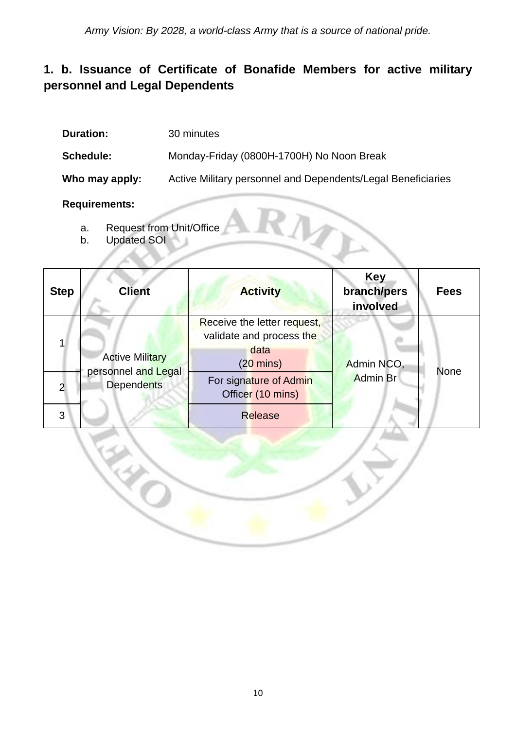## 1. b. Issuance of Certificate of Bonafide Members for active military personnel and Legal Dependents

**Duration:** 30 minutes

**Schedule:** Monday-Friday (0800H-1700H) No Noon Break

**Who may apply:** Active Military personnel and Dependents/Legal Beneficiaries

**Requirements:**

a. Request from Unit/Office
b. Updated SOI

| Step | Client | Activity | Key branch/pers involved | Fees |
|---|---|---|---|---|
| 1 | Active Military personnel and Legal Dependents | Receive the letter request, validate and process the data (20 mins) | Admin NCO, Admin Br | None |
| 2 | | For signature of Admin Officer (10 mins) | | |
| 3 | | Release | | |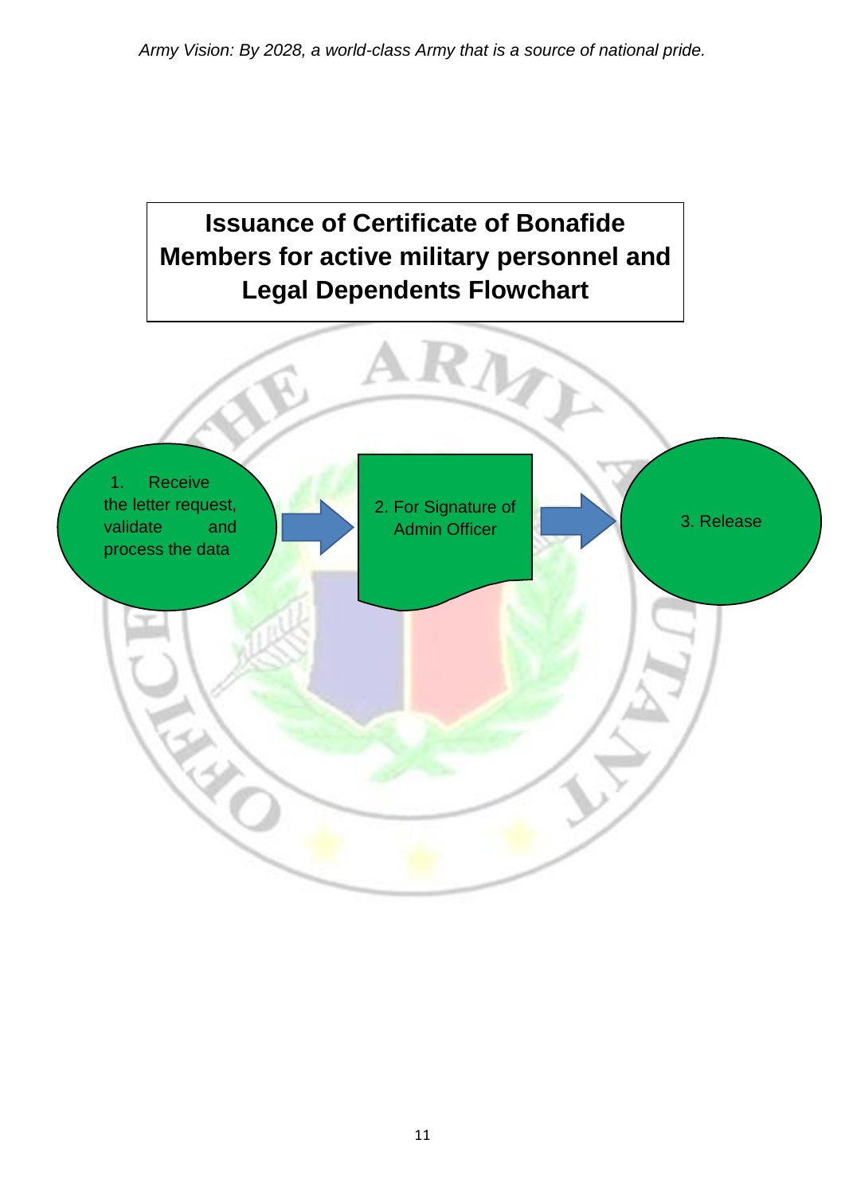# Issuance of Certificate of Bonafide Members for active military personnel and Legal Dependents Flowchart

1. Receive the letter request, validate and process the data

2. For Signature of Admin Officer

3. Release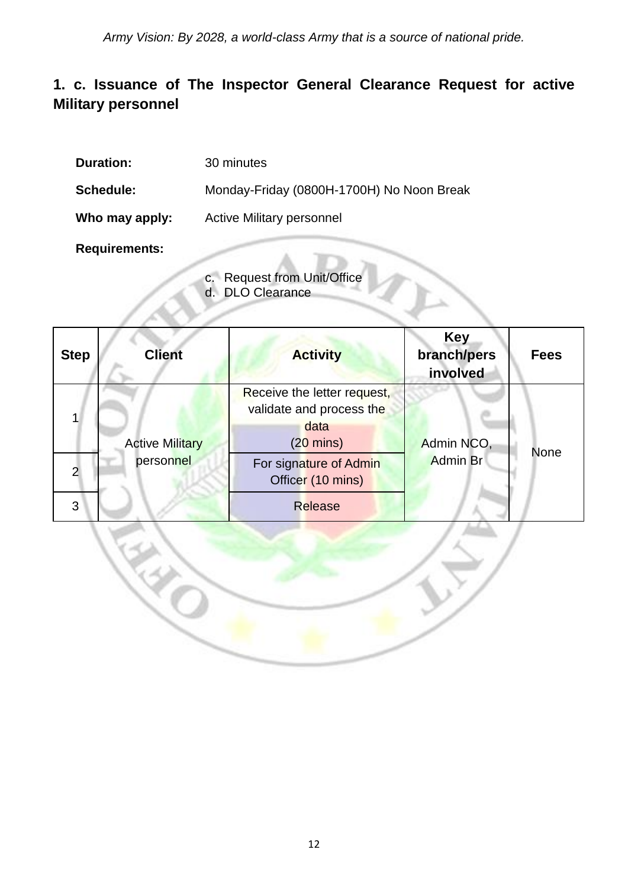## 1. c. Issuance of The Inspector General Clearance Request for active Military personnel

**Duration:** 30 minutes

**Schedule:** Monday-Friday (0800H-1700H) No Noon Break

**Who may apply:** Active Military personnel

**Requirements:**

c. Request from Unit/Office
d. DLO Clearance

| Step | Client | Activity | Key branch/pers involved | Fees |
|---|---|---|---|---|
| 1 | Active Military personnel | Receive the letter request, validate and process the data (20 mins) | Admin NCO, Admin Br | None |
| 2 | | For signature of Admin Officer (10 mins) | | |
| 3 | | Release | | |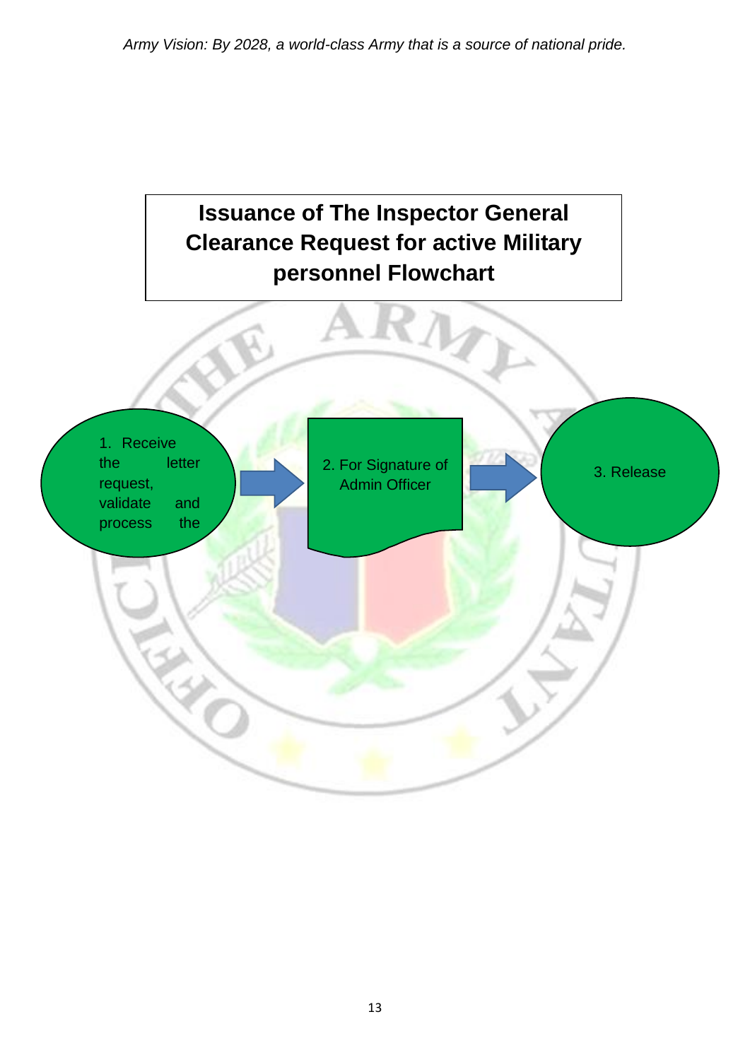# Issuance of The Inspector General Clearance Request for active Military personnel Flowchart

1. Receive the letter request, validate and process the

2. For Signature of Admin Officer

3. Release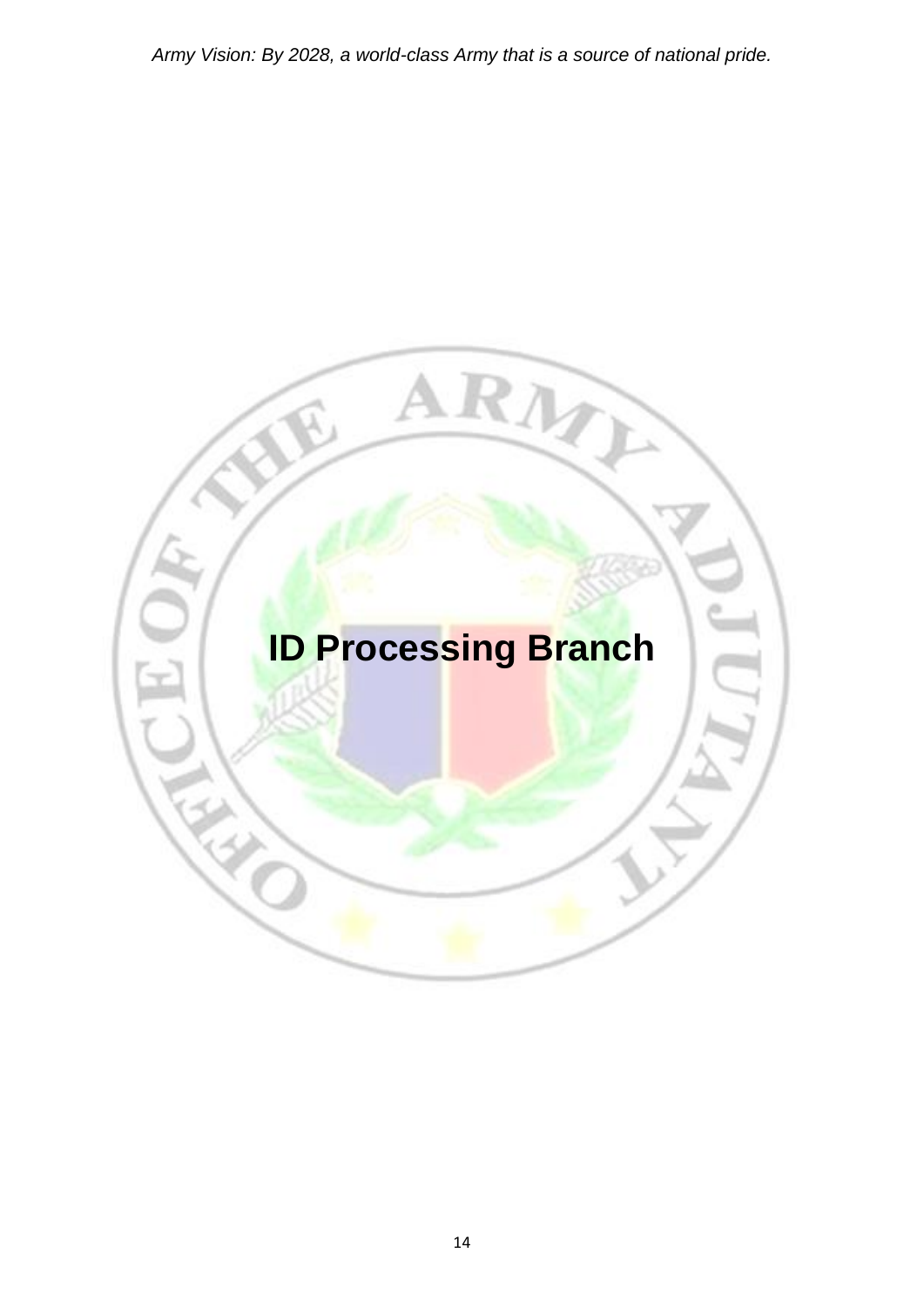# ID Processing Branch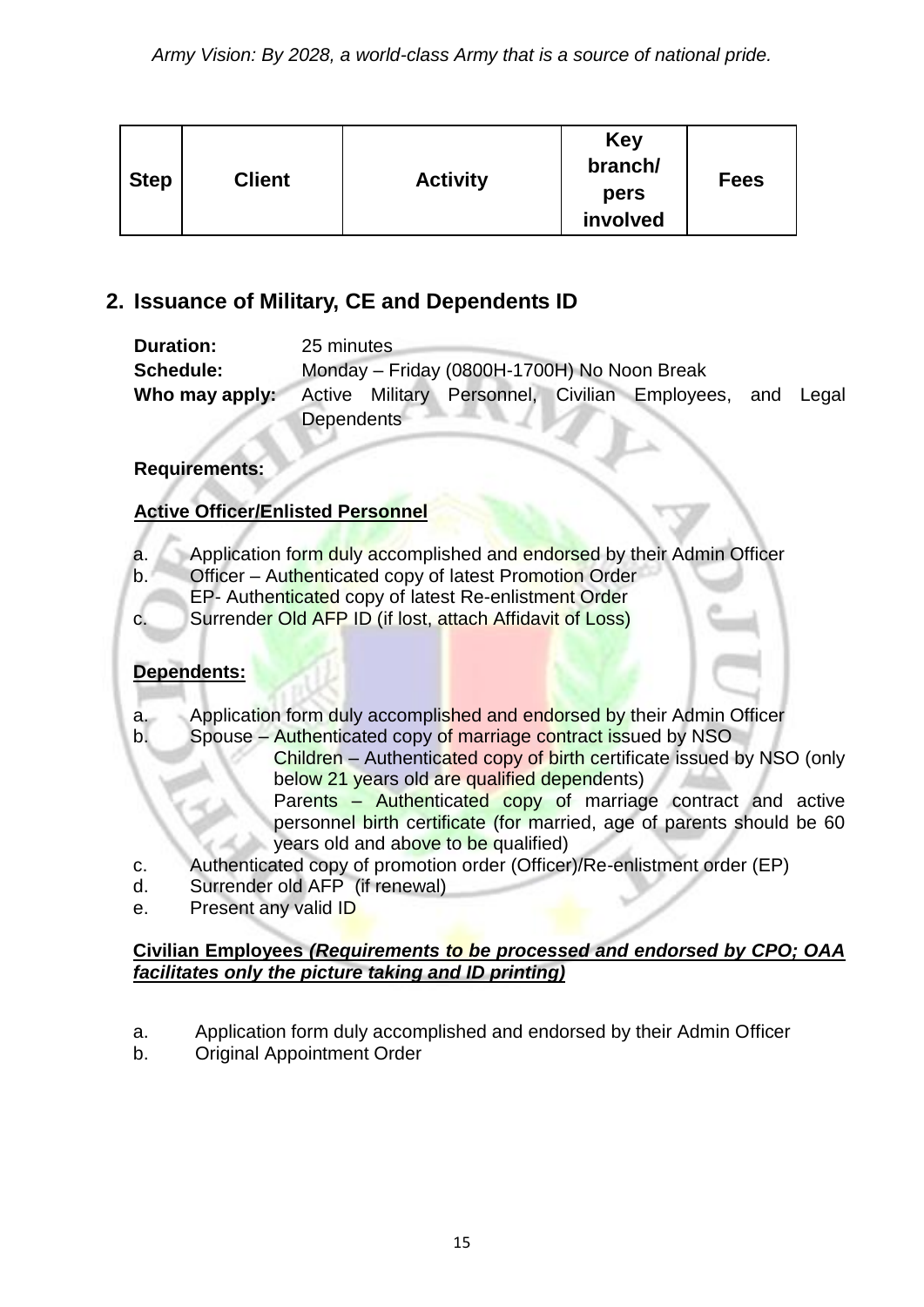| Step | Client | Activity | Key branch/ pers involved | Fees |
|---|---|---|---|---|

## 2. Issuance of Military, CE and Dependents ID

**Duration:** 25 minutes
**Schedule:** Monday – Friday (0800H-1700H) No Noon Break
**Who may apply:** Active Military Personnel, Civilian Employees, and Legal Dependents

**Requirements:**

**Active Officer/Enlisted Personnel**

a. Application form duly accomplished and endorsed by their Admin Officer
b. Officer – Authenticated copy of latest Promotion Order
   EP- Authenticated copy of latest Re-enlistment Order
c. Surrender Old AFP ID (if lost, attach Affidavit of Loss)

**Dependents:**

a. Application form duly accomplished and endorsed by their Admin Officer
b. Spouse – Authenticated copy of marriage contract issued by NSO
   Children – Authenticated copy of birth certificate issued by NSO (only below 21 years old are qualified dependents)
   Parents – Authenticated copy of marriage contract and active personnel birth certificate (for married, age of parents should be 60 years old and above to be qualified)
c. Authenticated copy of promotion order (Officer)/Re-enlistment order (EP)
d. Surrender old AFP (if renewal)
e. Present any valid ID

**Civilian Employees *(Requirements to be processed and endorsed by CPO; OAA facilitates only the picture taking and ID printing)***

a. Application form duly accomplished and endorsed by their Admin Officer
b. Original Appointment Order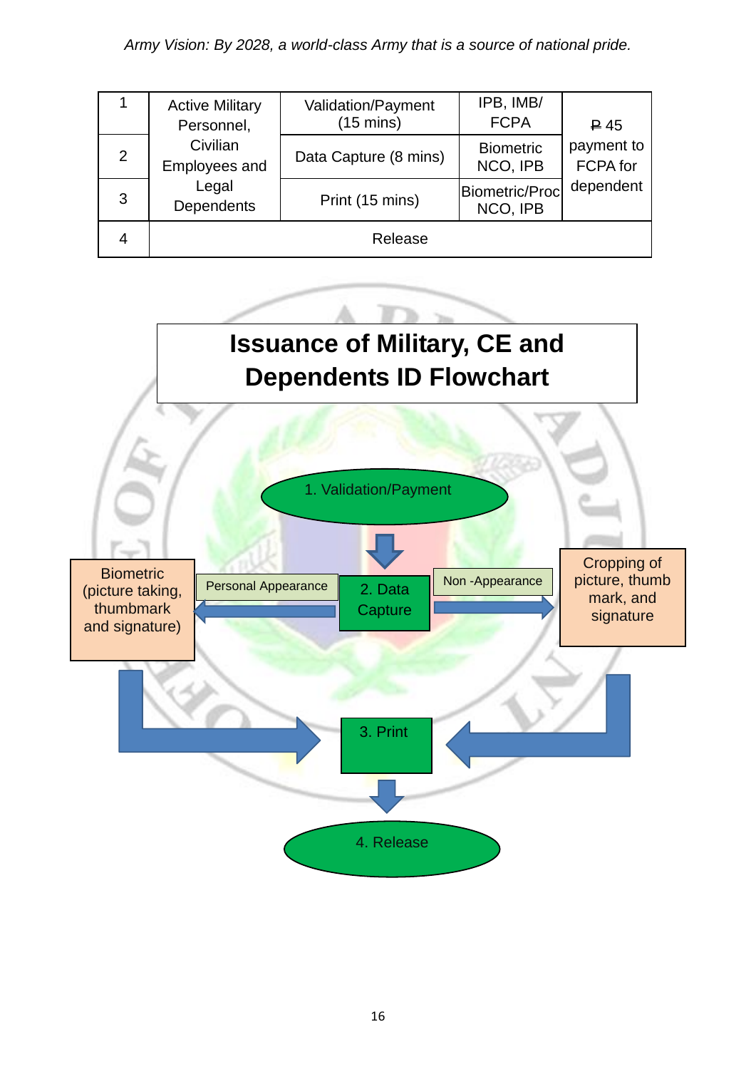| 1 | Active Military Personnel, Civilian Employees and Legal Dependents | Validation/Payment (15 mins) | IPB, IMB/ FCPA | ₱ 45 payment to FCPA for dependent |
|---|---|---|---|---|
| 2 | | Data Capture (8 mins) | Biometric NCO, IPB | |
| 3 | | Print (15 mins) | Biometric/Proc NCO, IPB | |
| 4 | Release | | | |

# Issuance of Military, CE and Dependents ID Flowchart

1. Validation/Payment

2. Data Capture

- Personal Appearance → Biometric (picture taking, thumbmark and signature)
- Non -Appearance → Cropping of picture, thumb mark, and signature

3. Print

4. Release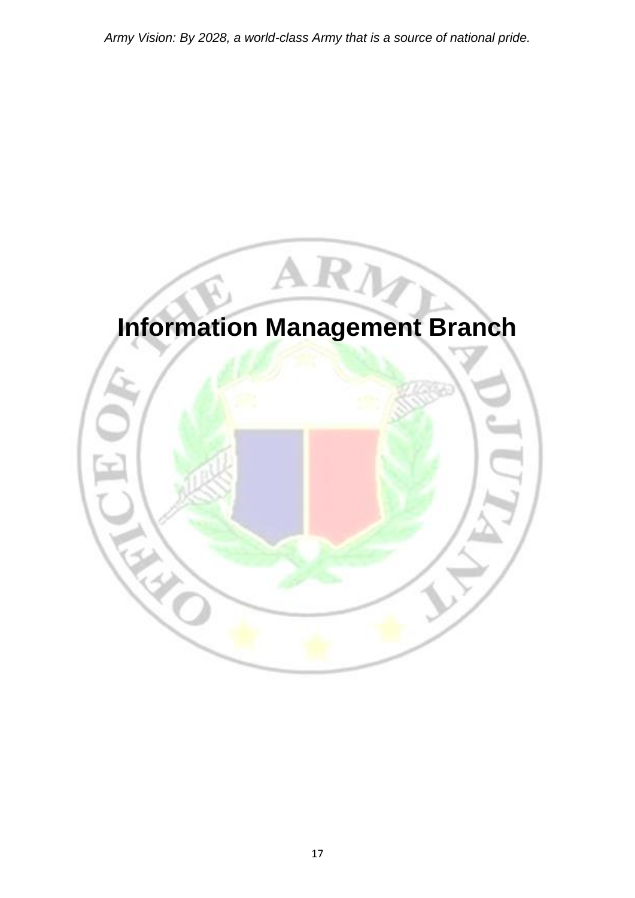# Information Management Branch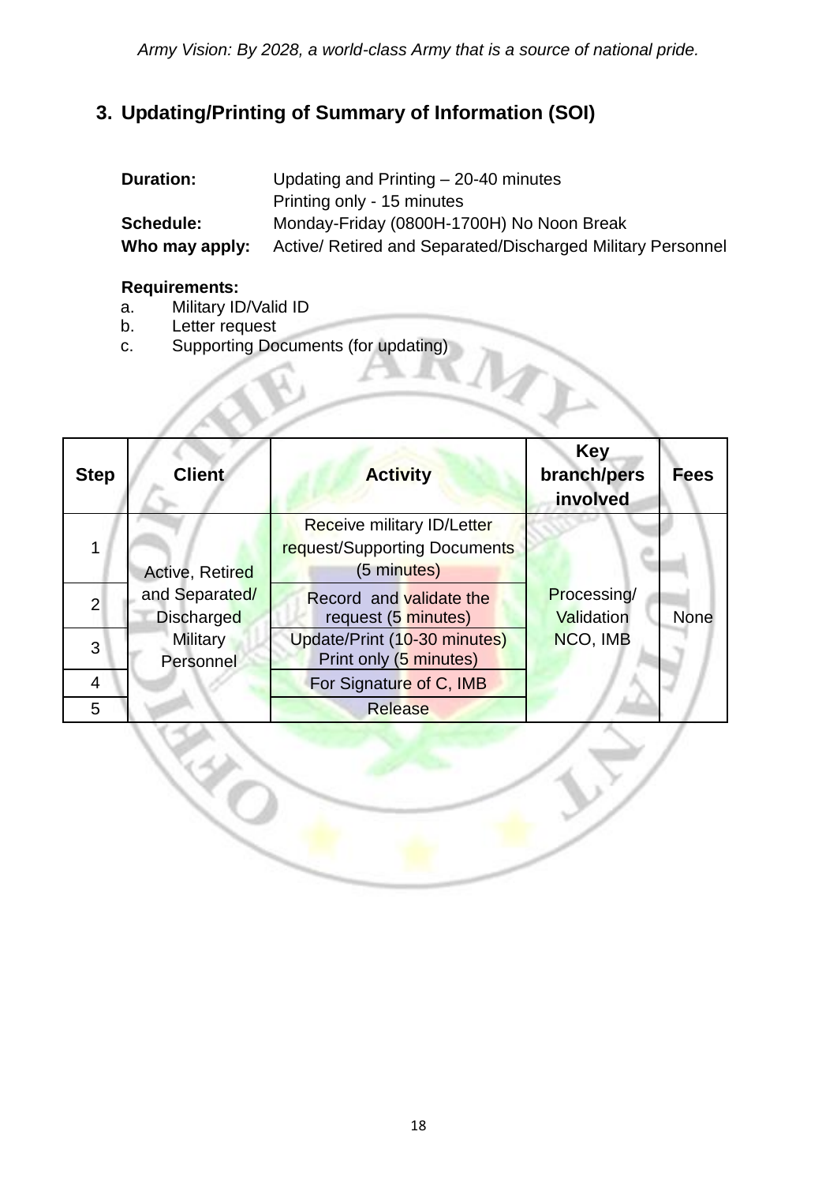## 3. Updating/Printing of Summary of Information (SOI)

**Duration:** Updating and Printing – 20-40 minutes
Printing only - 15 minutes

**Schedule:** Monday-Friday (0800H-1700H) No Noon Break

**Who may apply:** Active/ Retired and Separated/Discharged Military Personnel

**Requirements:**

a. Military ID/Valid ID
b. Letter request
c. Supporting Documents (for updating)

| Step | Client | Activity | Key branch/pers involved | Fees |
|---|---|---|---|---|
| 1 | Active, Retired and Separated/ Discharged Military Personnel | Receive military ID/Letter request/Supporting Documents (5 minutes) | Processing/ Validation NCO, IMB | None |
| 2 | | Record and validate the request (5 minutes) | | |
| 3 | | Update/Print (10-30 minutes) Print only (5 minutes) | | |
| 4 | | For Signature of C, IMB | | |
| 5 | | Release | | |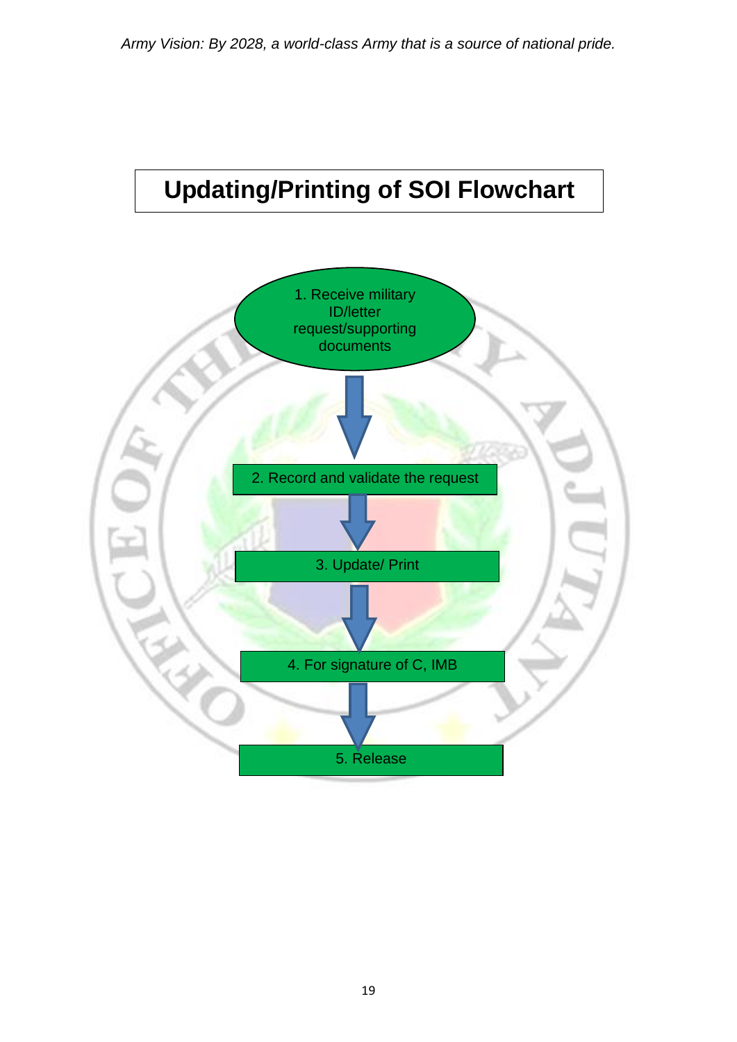# Updating/Printing of SOI Flowchart

1. Receive military ID/letter request/supporting documents
2. Record and validate the request
3. Update/ Print
4. For signature of C, IMB
5. Release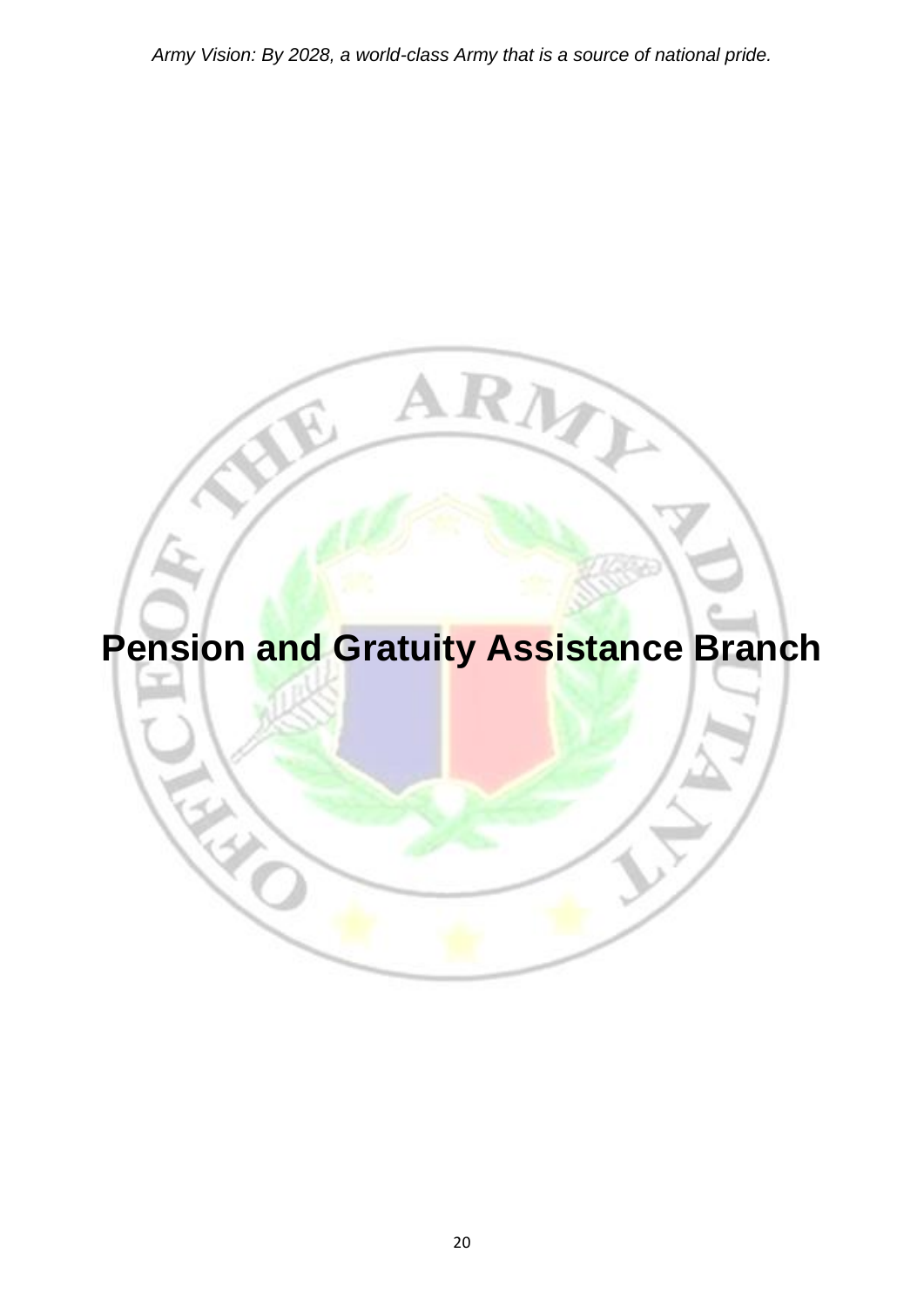# Pension and Gratuity Assistance Branch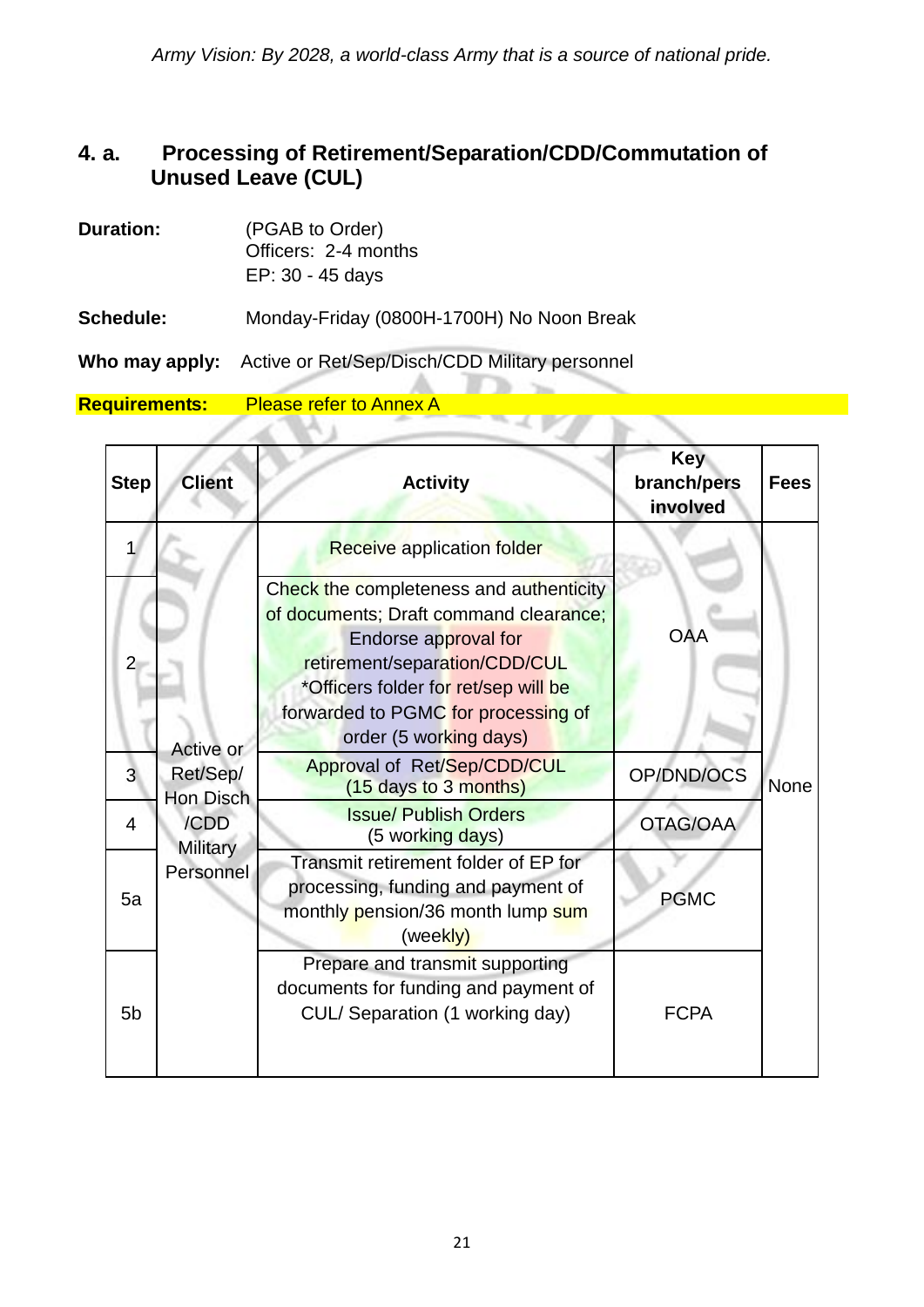*Army Vision: By 2028, a world-class Army that is a source of national pride.*

## 4. a. Processing of Retirement/Separation/CDD/Commutation of Unused Leave (CUL)

**Duration:** (PGAB to Order)
Officers: 2-4 months
EP: 30 - 45 days

**Schedule:** Monday-Friday (0800H-1700H) No Noon Break

**Who may apply:** Active or Ret/Sep/Disch/CDD Military personnel

**Requirements:** Please refer to Annex A

| Step | Client | Activity | Key branch/pers involved | Fees |
|---|---|---|---|---|
| 1 | Active or Ret/Sep/ Hon Disch /CDD Military Personnel | Receive application folder | OAA | None |
| 2 | | Check the completeness and authenticity of documents; Draft command clearance; Endorse approval for retirement/separation/CDD/CUL *Officers folder for ret/sep will be forwarded to PGMC for processing of order (5 working days) | | |
| 3 | | Approval of Ret/Sep/CDD/CUL (15 days to 3 months) | OP/DND/OCS | |
| 4 | | Issue/ Publish Orders (5 working days) | OTAG/OAA | |
| 5a | | Transmit retirement folder of EP for processing, funding and payment of monthly pension/36 month lump sum (weekly) | PGMC | |
| 5b | | Prepare and transmit supporting documents for funding and payment of CUL/ Separation (1 working day) | FCPA | |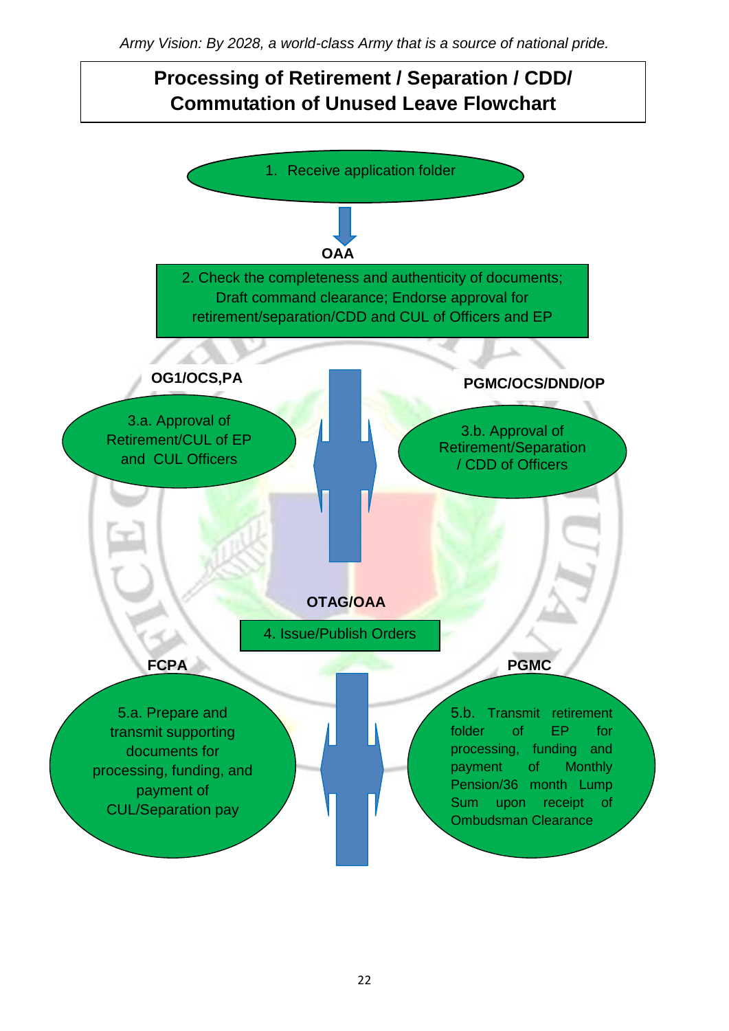*Army Vision: By 2028, a world-class Army that is a source of national pride.*

## Processing of Retirement / Separation / CDD/ Commutation of Unused Leave Flowchart

1. Receive application folder

**OAA**

2. Check the completeness and authenticity of documents; Draft command clearance; Endorse approval for retirement/separation/CDD and CUL of Officers and EP

**OG1/OCS,PA**

3.a. Approval of Retirement/CUL of EP and CUL Officers

**PGMC/OCS/DND/OP**

3.b. Approval of Retirement/Separation / CDD of Officers

**OTAG/OAA**

4. Issue/Publish Orders

**FCPA**

5.a. Prepare and transmit supporting documents for processing, funding, and payment of CUL/Separation pay

**PGMC**

5.b. Transmit retirement folder of EP for processing, funding and payment of Monthly Pension/36 month Lump Sum upon receipt of Ombudsman Clearance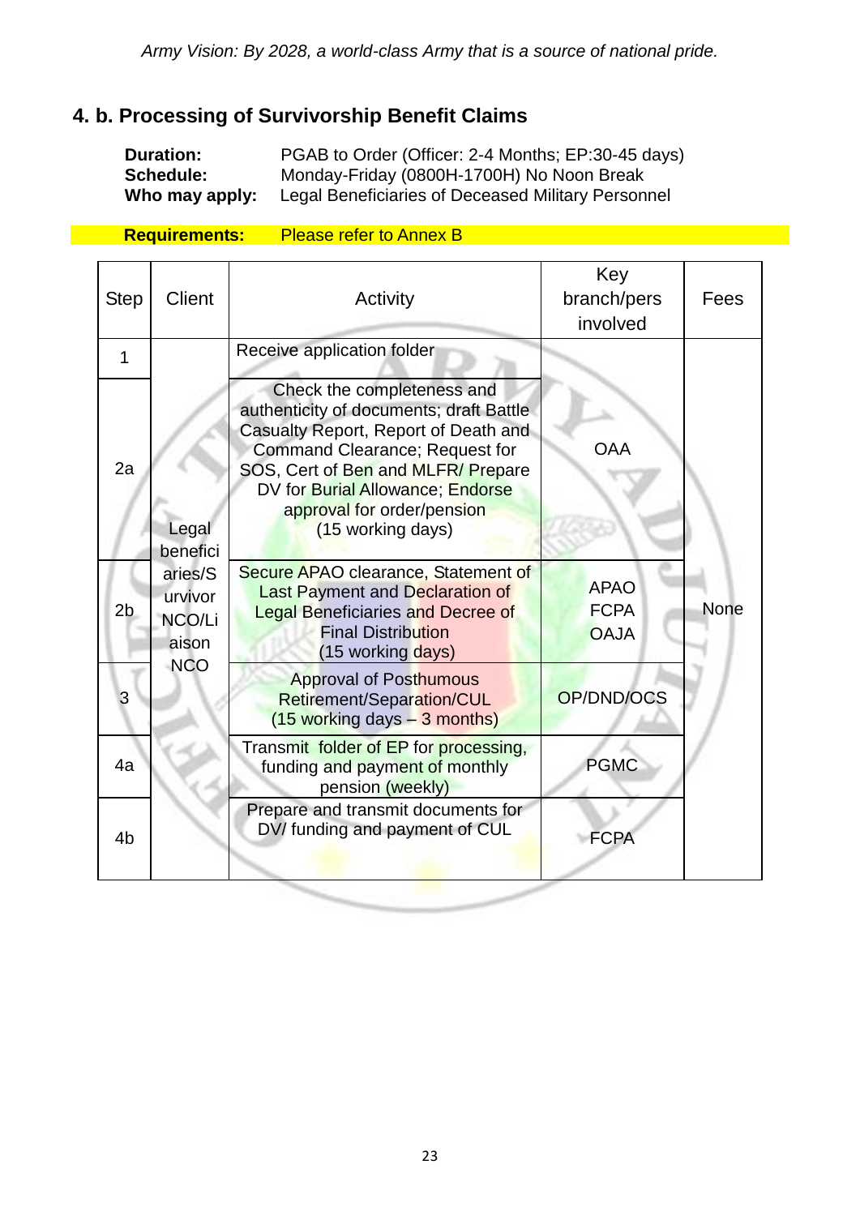## 4. b. Processing of Survivorship Benefit Claims

**Duration:** PGAB to Order (Officer: 2-4 Months; EP:30-45 days)
**Schedule:** Monday-Friday (0800H-1700H) No Noon Break
**Who may apply:** Legal Beneficiaries of Deceased Military Personnel

**Requirements:** Please refer to Annex B

| Step | Client | Activity | Key branch/pers involved | Fees |
|---|---|---|---|---|
| 1 | Legal beneficiaries/Survivor NCO/Liaison NCO | Receive application folder | OAA | None |
| 2a | | Check the completeness and authenticity of documents; draft Battle Casualty Report, Report of Death and Command Clearance; Request for SOS, Cert of Ben and MLFR/ Prepare DV for Burial Allowance; Endorse approval for order/pension (15 working days) | | |
| 2b | | Secure APAO clearance, Statement of Last Payment and Declaration of Legal Beneficiaries and Decree of Final Distribution (15 working days) | APAO FCPA OAJA | |
| 3 | | Approval of Posthumous Retirement/Separation/CUL (15 working days – 3 months) | OP/DND/OCS | |
| 4a | | Transmit folder of EP for processing, funding and payment of monthly pension (weekly) | PGMC | |
| 4b | | Prepare and transmit documents for DV/ funding and payment of CUL | FCPA | |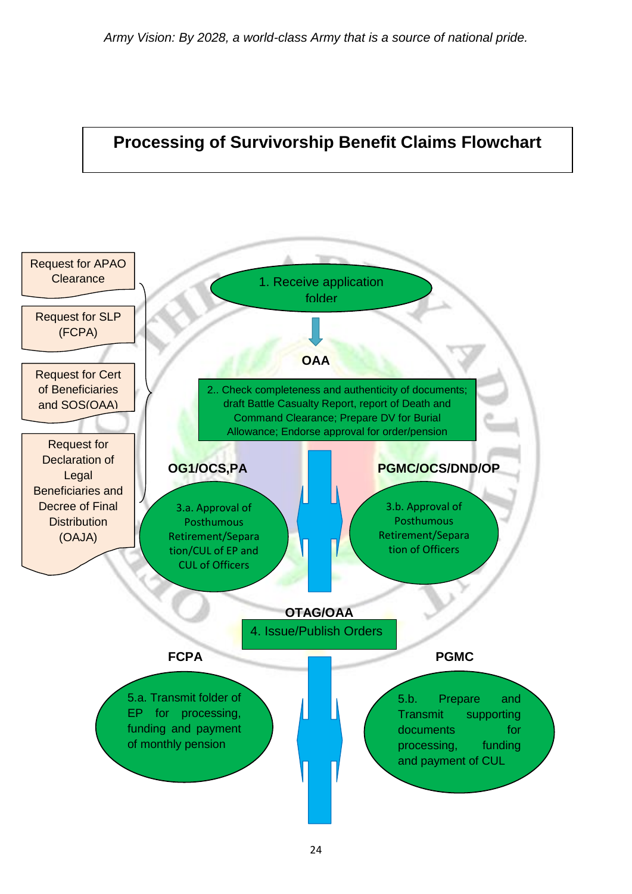# Processing of Survivorship Benefit Claims Flowchart

- Request for APAO Clearance
- Request for SLP (FCPA)
- Request for Cert of Beneficiaries and SOS(OAA)
- Request for Declaration of Legal Beneficiaries and Decree of Final Distribution (OAJA)

1. Receive application folder

**OAA**

2.. Check completeness and authenticity of documents; draft Battle Casualty Report, report of Death and Command Clearance; Prepare DV for Burial Allowance; Endorse approval for order/pension

**OG1/OCS,PA**

3.a. Approval of Posthumous Retirement/Separation/CUL of EP and CUL of Officers

**PGMC/OCS/DND/OP**

3.b. Approval of Posthumous Retirement/Separation of Officers

**OTAG/OAA**

4. Issue/Publish Orders

**FCPA**

5.a. Transmit folder of EP for processing, funding and payment of monthly pension

**PGMC**

5.b. Prepare and Transmit supporting documents for processing, funding and payment of CUL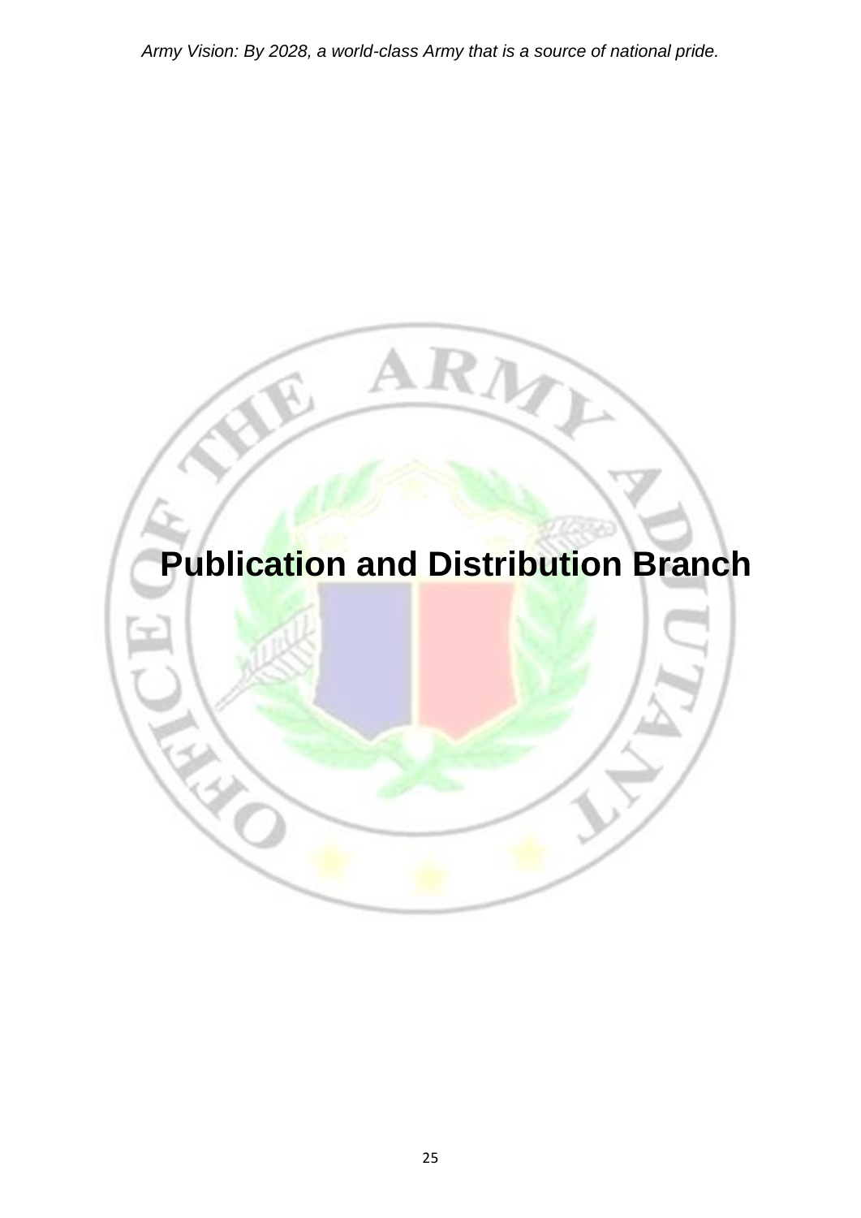# Publication and Distribution Branch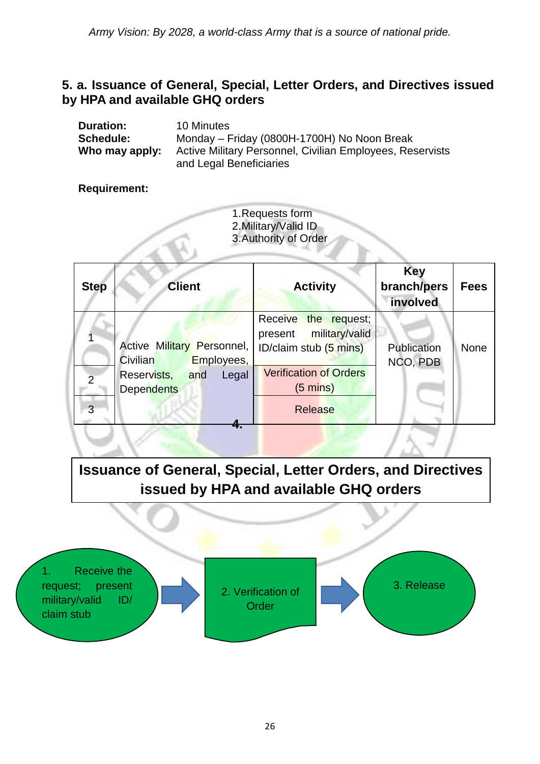## 5. a. Issuance of General, Special, Letter Orders, and Directives issued by HPA and available GHQ orders

**Duration:** 10 Minutes
**Schedule:** Monday – Friday (0800H-1700H) No Noon Break
**Who may apply:** Active Military Personnel, Civilian Employees, Reservists and Legal Beneficiaries

**Requirement:**

1. Requests form
2. Military/Valid ID
3. Authority of Order

| Step | Client | Activity | Key branch/pers involved | Fees |
|---|---|---|---|---|
| 1 | Active Military Personnel, Civilian Employees, Reservists, and Legal Dependents | Receive the request; present military/valid ID/claim stub (5 mins) | Publication NCO, PDB | None |
| 2 | | Verification of Orders (5 mins) | | |
| 3 | | Release | | |

4.

**Issuance of General, Special, Letter Orders, and Directives issued by HPA and available GHQ orders**

1. Receive the request; present military/valid ID/ claim stub → 2. Verification of Order → 3. Release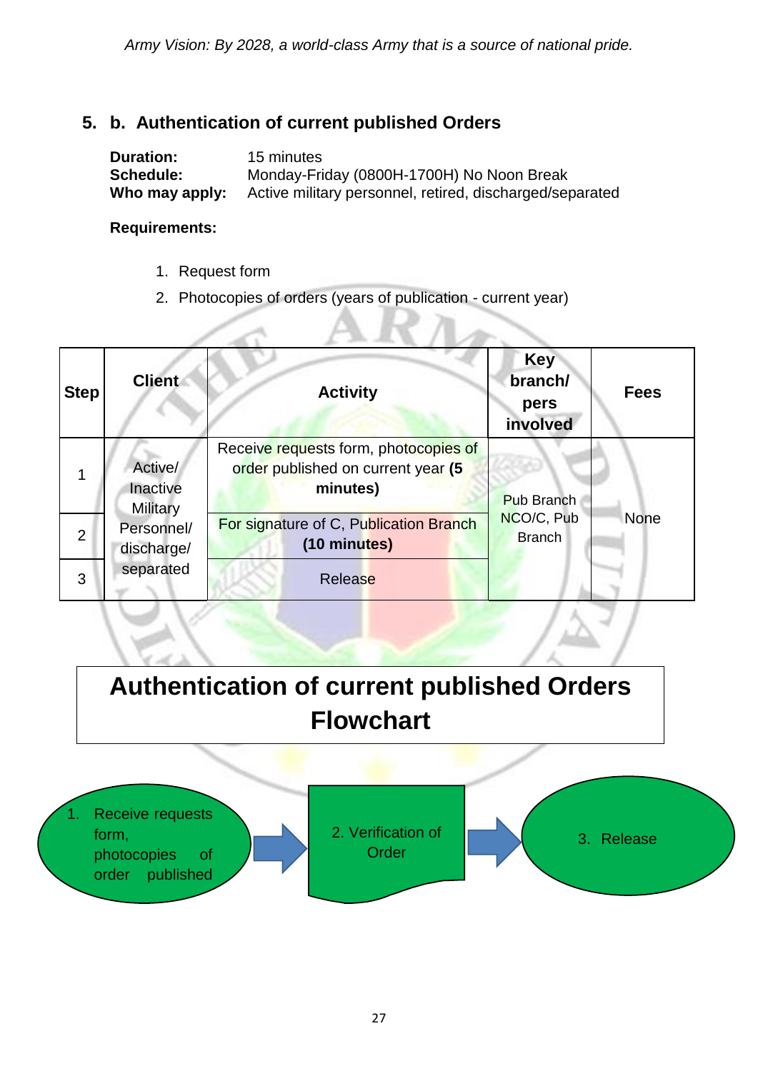*Army Vision: By 2028, a world-class Army that is a source of national pride.*

## 5. b. Authentication of current published Orders

**Duration:** 15 minutes
**Schedule:** Monday-Friday (0800H-1700H) No Noon Break
**Who may apply:** Active military personnel, retired, discharged/separated

**Requirements:**

1. Request form
2. Photocopies of orders (years of publication - current year)

| Step | Client | Activity | Key branch/ pers involved | Fees |
|---|---|---|---|---|
| 1 | Active/ Inactive Military Personnel/ discharge/ separated | Receive requests form, photocopies of order published on current year **(5 minutes)** | Pub Branch NCO/C, Pub Branch | None |
| 2 | | For signature of C, Publication Branch **(10 minutes)** | | |
| 3 | | Release | | |

## Authentication of current published Orders Flowchart

1. Receive requests form, photocopies of order published → 2. Verification of Order → 3. Release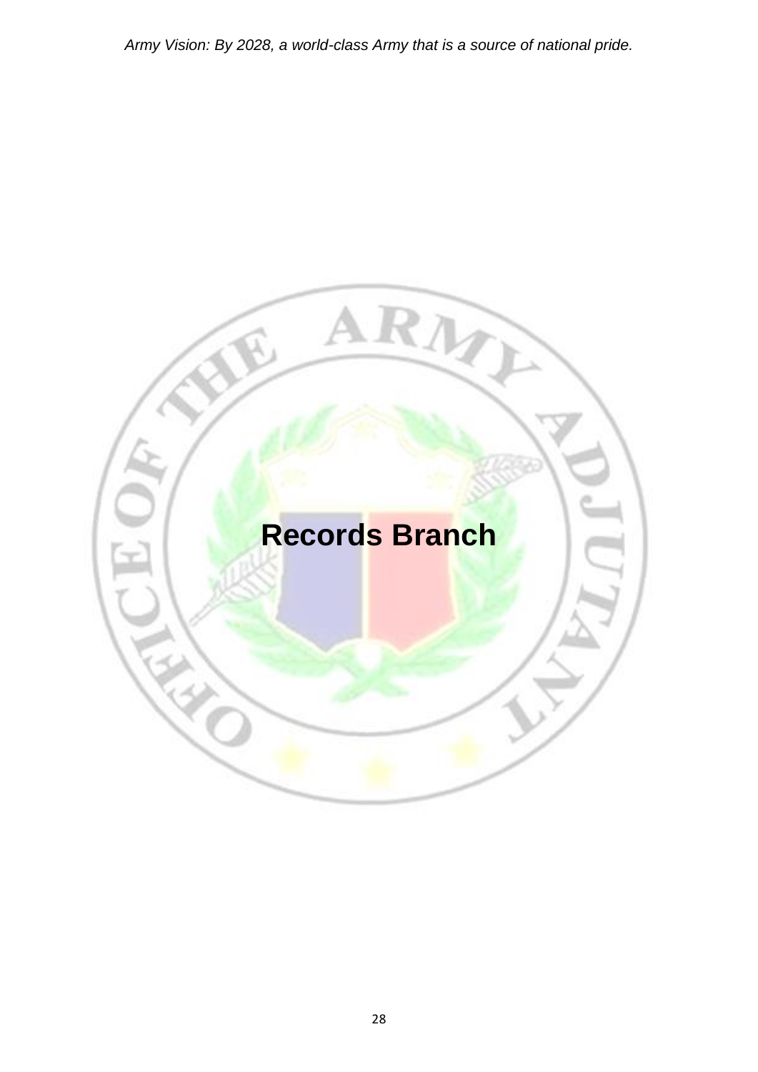# Records Branch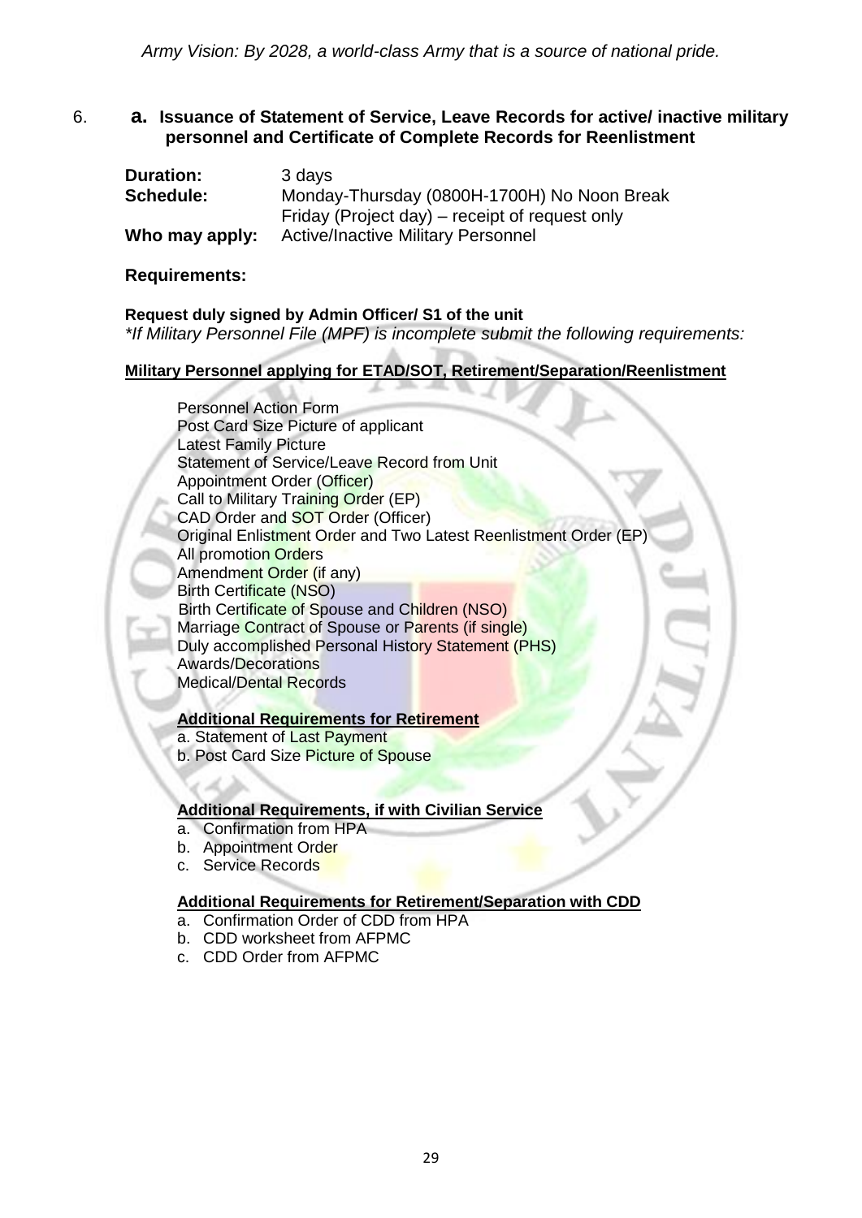6. **a. Issuance of Statement of Service, Leave Records for active/ inactive military personnel and Certificate of Complete Records for Reenlistment**

**Duration:** 3 days
**Schedule:** Monday-Thursday (0800H-1700H) No Noon Break
Friday (Project day) – receipt of request only
**Who may apply:** Active/Inactive Military Personnel

**Requirements:**

**Request duly signed by Admin Officer/ S1 of the unit**
*\*If Military Personnel File (MPF) is incomplete submit the following requirements:*

**Military Personnel applying for ETAD/SOT, Retirement/Separation/Reenlistment**

Personnel Action Form
Post Card Size Picture of applicant
Latest Family Picture
Statement of Service/Leave Record from Unit
Appointment Order (Officer)
Call to Military Training Order (EP)
CAD Order and SOT Order (Officer)
Original Enlistment Order and Two Latest Reenlistment Order (EP)
All promotion Orders
Amendment Order (if any)
Birth Certificate (NSO)
Birth Certificate of Spouse and Children (NSO)
Marriage Contract of Spouse or Parents (if single)
Duly accomplished Personal History Statement (PHS)
Awards/Decorations
Medical/Dental Records

**Additional Requirements for Retirement**

a. Statement of Last Payment
b. Post Card Size Picture of Spouse

**Additional Requirements, if with Civilian Service**

a. Confirmation from HPA
b. Appointment Order
c. Service Records

**Additional Requirements for Retirement/Separation with CDD**

a. Confirmation Order of CDD from HPA
b. CDD worksheet from AFPMC
c. CDD Order from AFPMC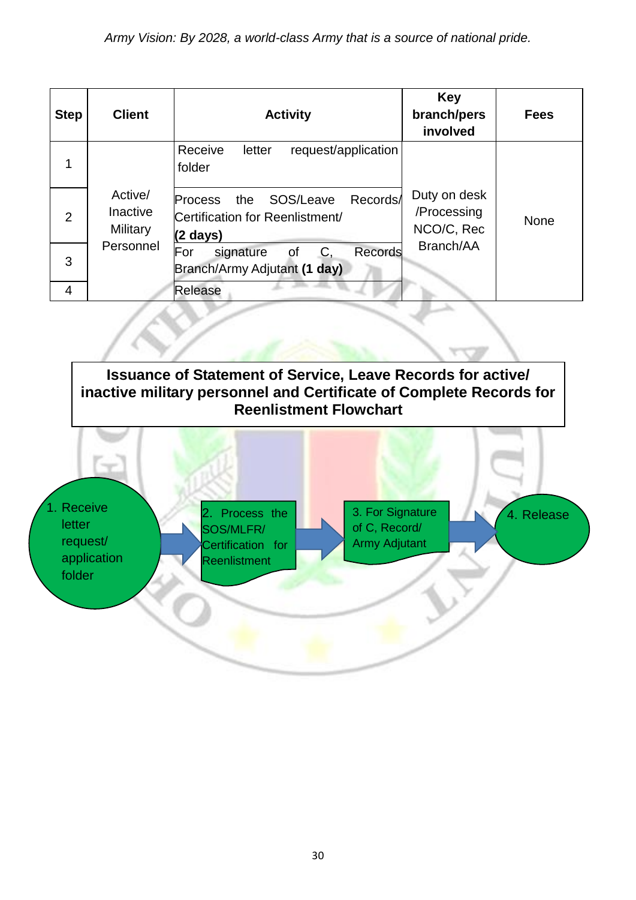| Step | Client | Activity | Key branch/pers involved | Fees |
|---|---|---|---|---|
| 1 | Active/ Inactive Military Personnel | Receive letter request/application folder | Duty on desk /Processing NCO/C, Rec Branch/AA | None |
| 2 | | Process the SOS/Leave Records/ Certification for Reenlistment/ **(2 days)** | | |
| 3 | | For signature of C, Records Branch/Army Adjutant **(1 day)** | | |
| 4 | | Release | | |

**Issuance of Statement of Service, Leave Records for active/ inactive military personnel and Certificate of Complete Records for Reenlistment Flowchart**

1. Receive letter request/ application folder → 2. Process the SOS/MLFR/ Certification for Reenlistment → 3. For Signature of C, Record/ Army Adjutant → 4. Release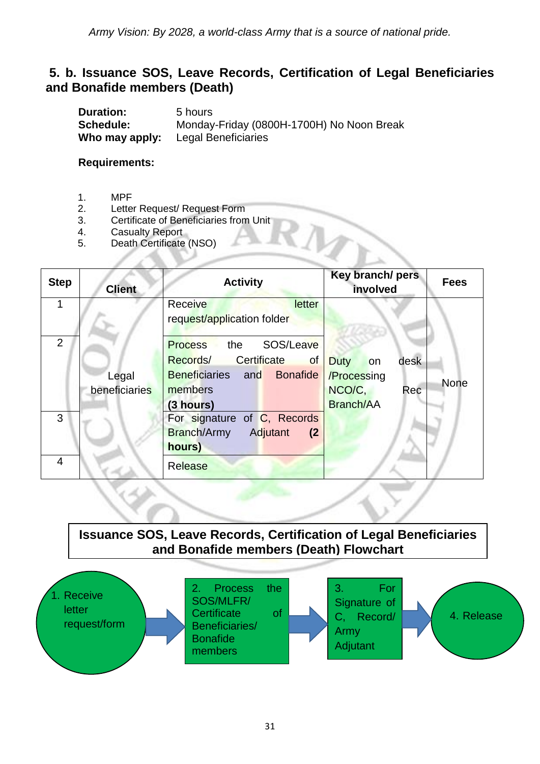## 5. b. Issuance SOS, Leave Records, Certification of Legal Beneficiaries and Bonafide members (Death)

**Duration:** 5 hours
**Schedule:** Monday-Friday (0800H-1700H) No Noon Break
**Who may apply:** Legal Beneficiaries

**Requirements:**

1. MPF
2. Letter Request/ Request Form
3. Certificate of Beneficiaries from Unit
4. Casualty Report
5. Death Certificate (NSO)

| Step | Client | Activity | Key branch/ pers involved | Fees |
|---|---|---|---|---|
| 1 | Legal beneficiaries | Receive letter request/application folder | Duty on desk /Processing NCO/C, Rec Branch/AA | None |
| 2 | | Process the SOS/Leave Records/ Certificate of Beneficiaries and Bonafide members **(3 hours)** | | |
| 3 | | For signature of C, Records Branch/Army Adjutant **(2 hours)** | | |
| 4 | | Release | | |

**Issuance SOS, Leave Records, Certification of Legal Beneficiaries and Bonafide members (Death) Flowchart**

1. Receive letter request/form → 2. Process the SOS/MLFR/ Certificate of Beneficiaries/ Bonafide members → 3. For Signature of C, Record/ Army Adjutant → 4. Release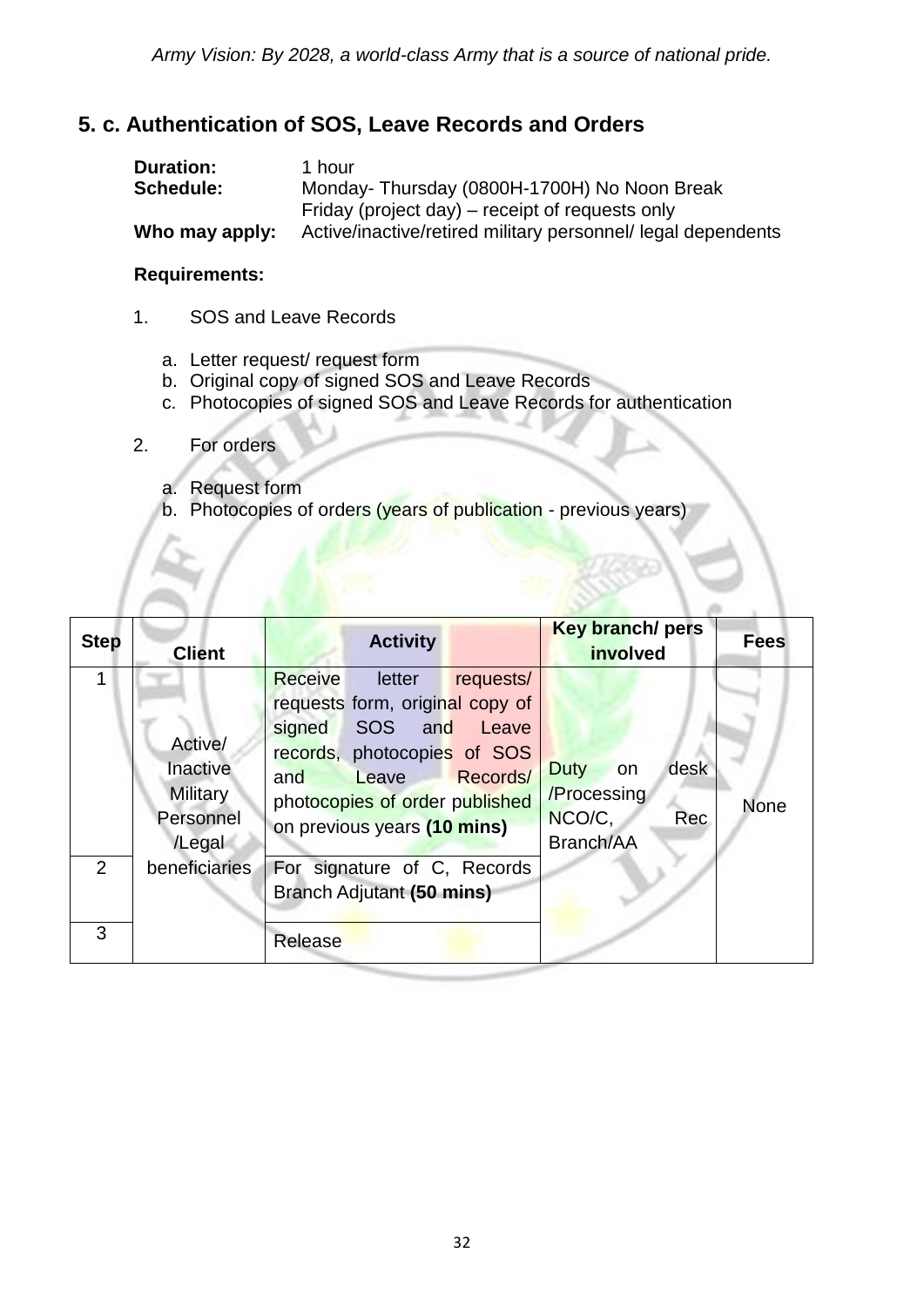## 5. c. Authentication of SOS, Leave Records and Orders

**Duration:** 1 hour
**Schedule:** Monday- Thursday (0800H-1700H) No Noon Break
Friday (project day) – receipt of requests only
**Who may apply:** Active/inactive/retired military personnel/ legal dependents

**Requirements:**

1. SOS and Leave Records

   a. Letter request/ request form
   b. Original copy of signed SOS and Leave Records
   c. Photocopies of signed SOS and Leave Records for authentication

2. For orders

   a. Request form
   b. Photocopies of orders (years of publication - previous years)

| Step | Client | Activity | Key branch/ pers involved | Fees |
|---|---|---|---|---|
| 1 | Active/ Inactive Military Personnel /Legal beneficiaries | Receive letter requests/ requests form, original copy of signed SOS and Leave records, photocopies of SOS and Leave Records/ photocopies of order published on previous years **(10 mins)** | Duty on desk /Processing NCO/C, Rec Branch/AA | None |
| 2 | | For signature of C, Records Branch Adjutant **(50 mins)** | | |
| 3 | | Release | | |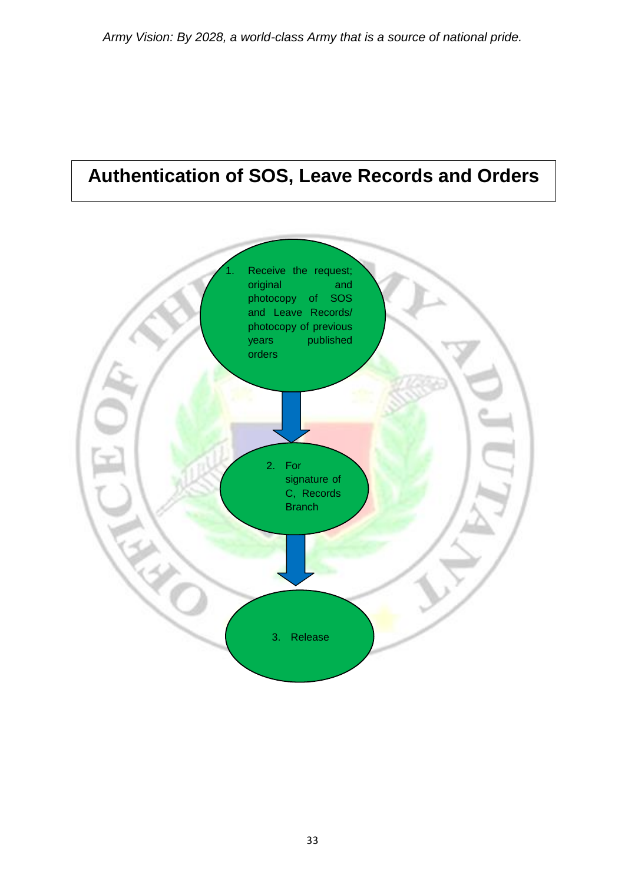# Authentication of SOS, Leave Records and Orders

1. Receive the request; original and photocopy of SOS and Leave Records/ photocopy of previous years published orders

2. For signature of C, Records Branch

3. Release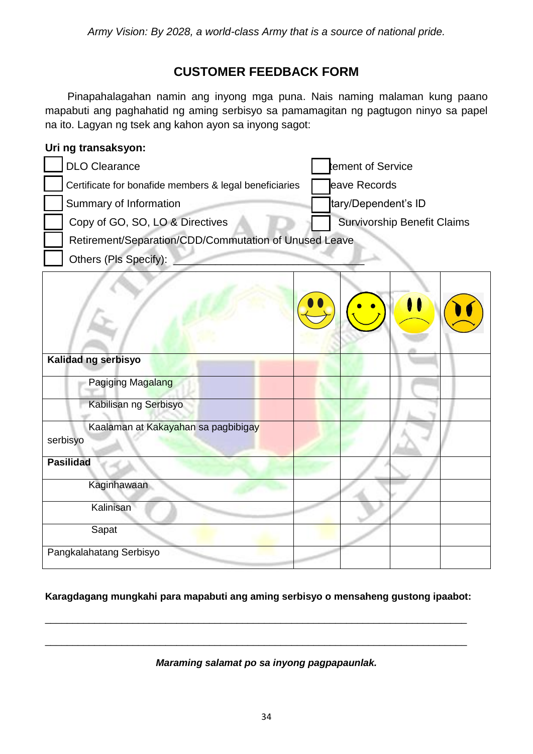*Army Vision: By 2028, a world-class Army that is a source of national pride.*

## CUSTOMER FEEDBACK FORM

Pinapahalagahan namin ang inyong mga puna. Nais naming malaman kung paano mapabuti ang paghahatid ng aming serbisyo sa pamamagitan ng pagtugon ninyo sa papel na ito. Lagyan ng tsek ang kahon ayon sa inyong sagot:

**Uri ng transaksyon:**

- ☐ DLO Clearance
- ☐ Certificate for bonafide members & legal beneficiaries
- ☐ Summary of Information
- ☐ Copy of GO, SO, LO & Directives
- ☐ Retirement/Separation/CDD/Commutation of Unused Leave
- ☐ Others (Pls Specify): ______________________________
- ☐ tement of Service
- ☐ eave Records
- ☐ tary/Dependent's ID
- ☐ Survivorship Benefit Claims

| | 😄 | 🙂 | 😟 | 😠 |
|---|---|---|---|---|
| **Kalidad ng serbisyo** | | | | |
| Pagiging Magalang | | | | |
| Kabilisan ng Serbisyo | | | | |
| Kaalaman at Kakayahan sa pagbibigay serbisyo | | | | |
| **Pasilidad** | | | | |
| Kaginhawaan | | | | |
| Kalinisan | | | | |
| Sapat | | | | |
| Pangkalahatang Serbisyo | | | | |

**Karagdagang mungkahi para mapabuti ang aming serbisyo o mensaheng gustong ipaabot:**

_____________________________________________________________________________

_____________________________________________________________________________

***Maraming salamat po sa inyong pagpapaunlak.***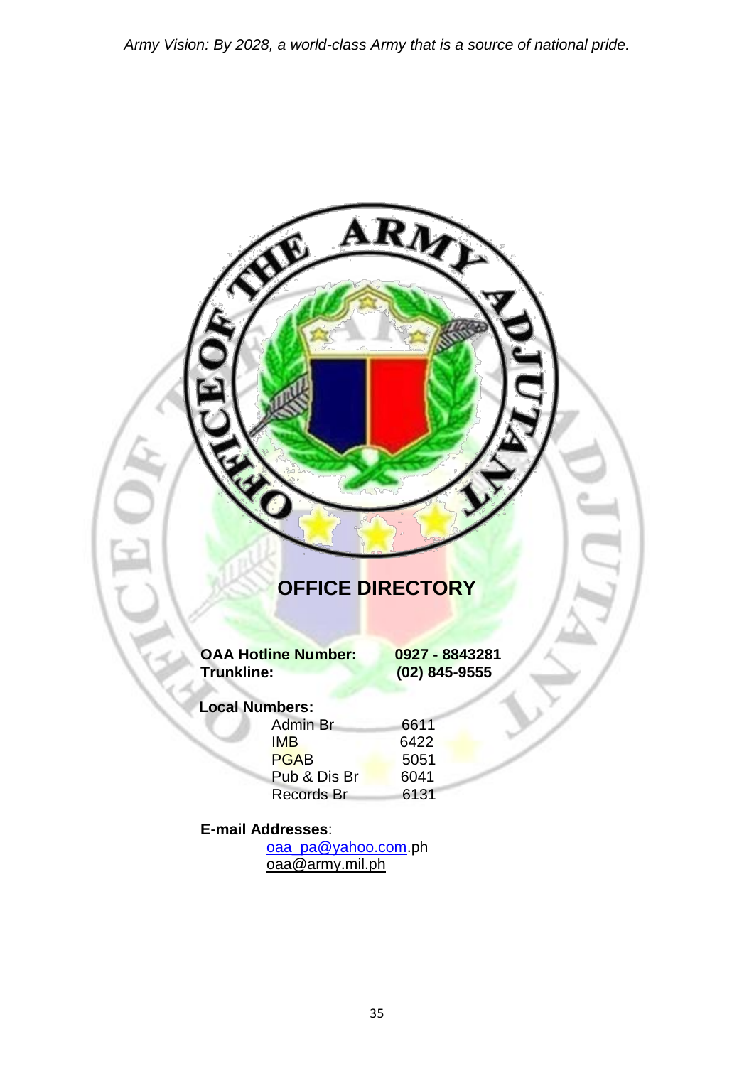# OFFICE DIRECTORY

**OAA Hotline Number:** **0927 - 8843281**
**Trunkline:** **(02) 845-9555**

**Local Numbers:**

| | |
|---|---|
| Admin Br | 6611 |
| IMB | 6422 |
| PGAB | 5051 |
| Pub & Dis Br | 6041 |
| Records Br | 6131 |

**E-mail Addresses**:

oaa_pa@yahoo.com.ph
oaa@army.mil.ph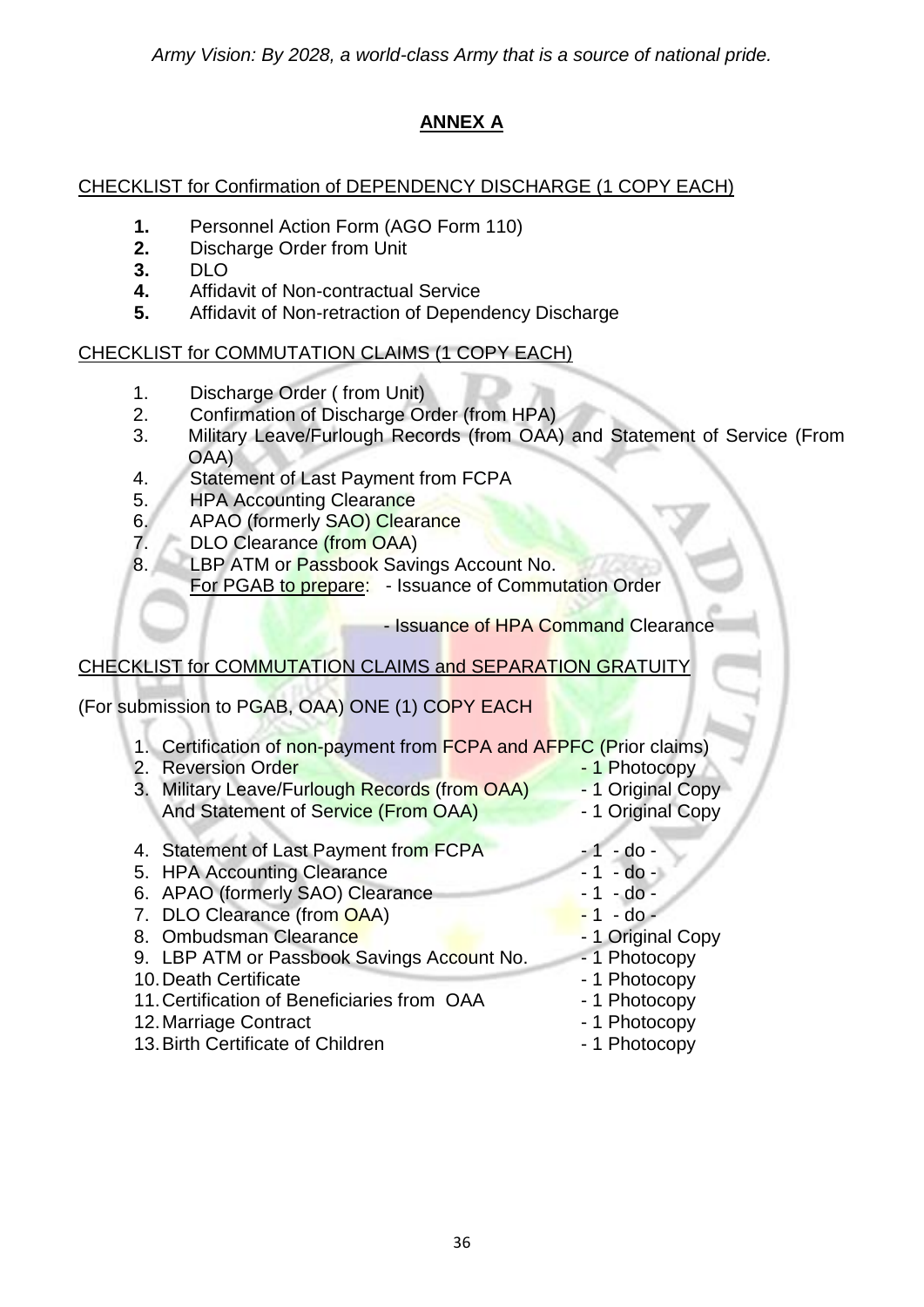## ANNEX A

CHECKLIST for Confirmation of DEPENDENCY DISCHARGE (1 COPY EACH)

1. Personnel Action Form (AGO Form 110)
2. Discharge Order from Unit
3. DLO
4. Affidavit of Non-contractual Service
5. Affidavit of Non-retraction of Dependency Discharge

CHECKLIST for COMMUTATION CLAIMS (1 COPY EACH)

1. Discharge Order ( from Unit)
2. Confirmation of Discharge Order (from HPA)
3. Military Leave/Furlough Records (from OAA) and Statement of Service (From OAA)
4. Statement of Last Payment from FCPA
5. HPA Accounting Clearance
6. APAO (formerly SAO) Clearance
7. DLO Clearance (from OAA)
8. LBP ATM or Passbook Savings Account No.
   For PGAB to prepare: - Issuance of Commutation Order
   - Issuance of HPA Command Clearance

CHECKLIST for COMMUTATION CLAIMS and SEPARATION GRATUITY

(For submission to PGAB, OAA) ONE (1) COPY EACH

1. Certification of non-payment from FCPA and AFPFC (Prior claims)
2. Reversion Order - 1 Photocopy
3. Military Leave/Furlough Records (from OAA) - 1 Original Copy
   And Statement of Service (From OAA) - 1 Original Copy
4. Statement of Last Payment from FCPA - 1 - do -
5. HPA Accounting Clearance - 1 - do -
6. APAO (formerly SAO) Clearance - 1 - do -
7. DLO Clearance (from OAA) - 1 - do -
8. Ombudsman Clearance - 1 Original Copy
9. LBP ATM or Passbook Savings Account No. - 1 Photocopy
10. Death Certificate - 1 Photocopy
11. Certification of Beneficiaries from OAA - 1 Photocopy
12. Marriage Contract - 1 Photocopy
13. Birth Certificate of Children - 1 Photocopy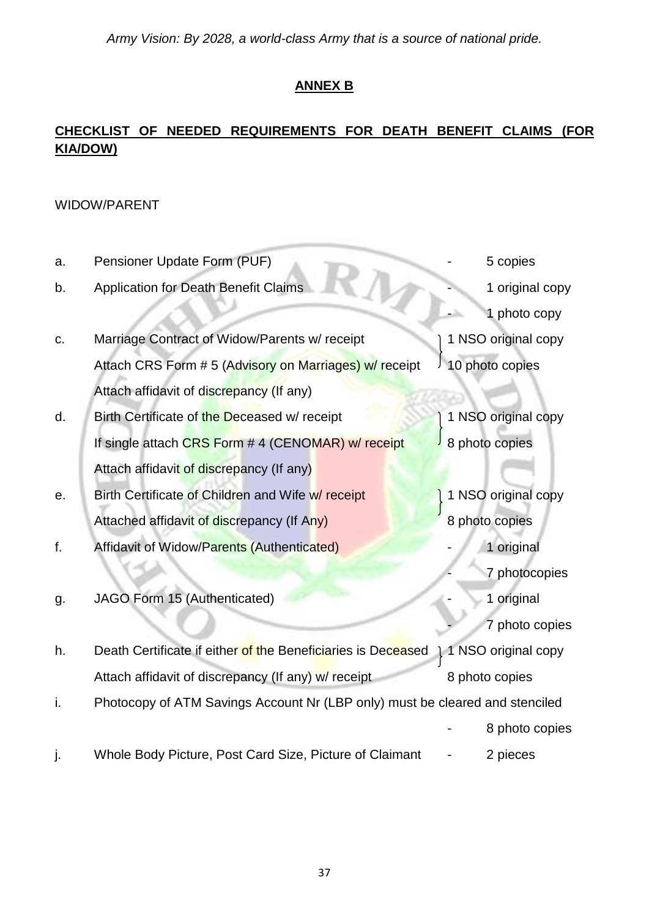## ANNEX B

## CHECKLIST OF NEEDED REQUIREMENTS FOR DEATH BENEFIT CLAIMS (FOR KIA/DOW)

WIDOW/PARENT

| | | |
|---|---|---|
| a. | Pensioner Update Form (PUF) | - 5 copies |
| b. | Application for Death Benefit Claims | - 1 original copy<br>- 1 photo copy |
| c. | Marriage Contract of Widow/Parents w/ receipt<br>Attach CRS Form # 5 (Advisory on Marriages) w/ receipt<br>Attach affidavit of discrepancy (If any) | 1 NSO original copy<br>10 photo copies |
| d. | Birth Certificate of the Deceased w/ receipt<br>If single attach CRS Form # 4 (CENOMAR) w/ receipt<br>Attach affidavit of discrepancy (If any) | 1 NSO original copy<br>8 photo copies |
| e. | Birth Certificate of Children and Wife w/ receipt<br>Attached affidavit of discrepancy (If Any) | 1 NSO original copy<br>8 photo copies |
| f. | Affidavit of Widow/Parents (Authenticated) | - 1 original<br>- 7 photocopies |
| g. | JAGO Form 15 (Authenticated) | - 1 original<br>- 7 photo copies |
| h. | Death Certificate if either of the Beneficiaries is Deceased<br>Attach affidavit of discrepancy (If any) w/ receipt | 1 NSO original copy<br>8 photo copies |
| i. | Photocopy of ATM Savings Account Nr (LBP only) must be cleared and stenciled | - 8 photo copies |
| j. | Whole Body Picture, Post Card Size, Picture of Claimant | - 2 pieces |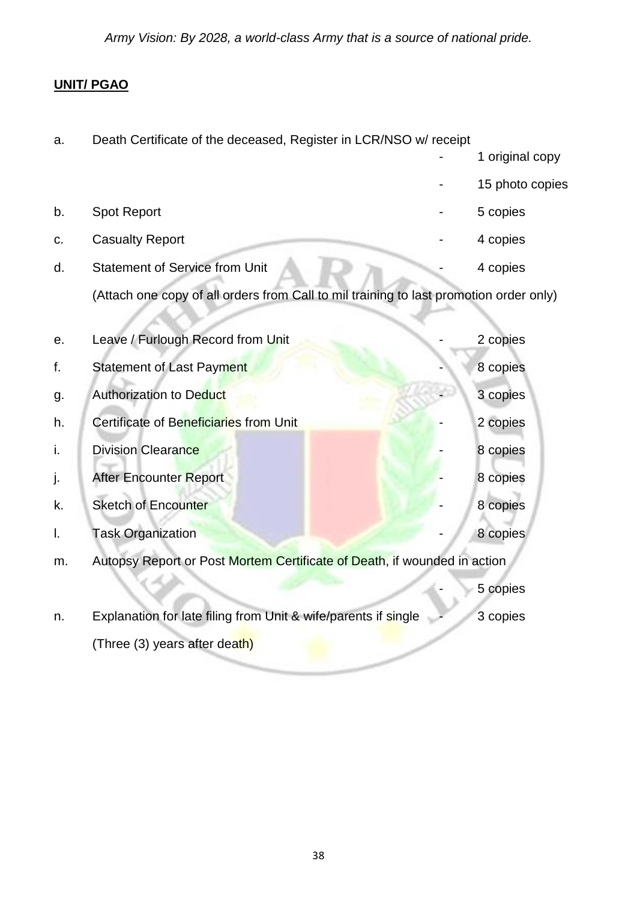**UNIT/ PGAO**

a. Death Certificate of the deceased, Register in LCR/NSO w/ receipt
  - 1 original copy
  - 15 photo copies

b. Spot Report - 5 copies

c. Casualty Report - 4 copies

d. Statement of Service from Unit - 4 copies

  (Attach one copy of all orders from Call to mil training to last promotion order only)

e. Leave / Furlough Record from Unit - 2 copies

f. Statement of Last Payment - 8 copies

g. Authorization to Deduct - 3 copies

h. Certificate of Beneficiaries from Unit - 2 copies

i. Division Clearance - 8 copies

j. After Encounter Report - 8 copies

k. Sketch of Encounter - 8 copies

l. Task Organization - 8 copies

m. Autopsy Report or Post Mortem Certificate of Death, if wounded in action
  - 5 copies

n. Explanation for late filing from Unit & wife/parents if single - 3 copies

  (Three (3) years after death)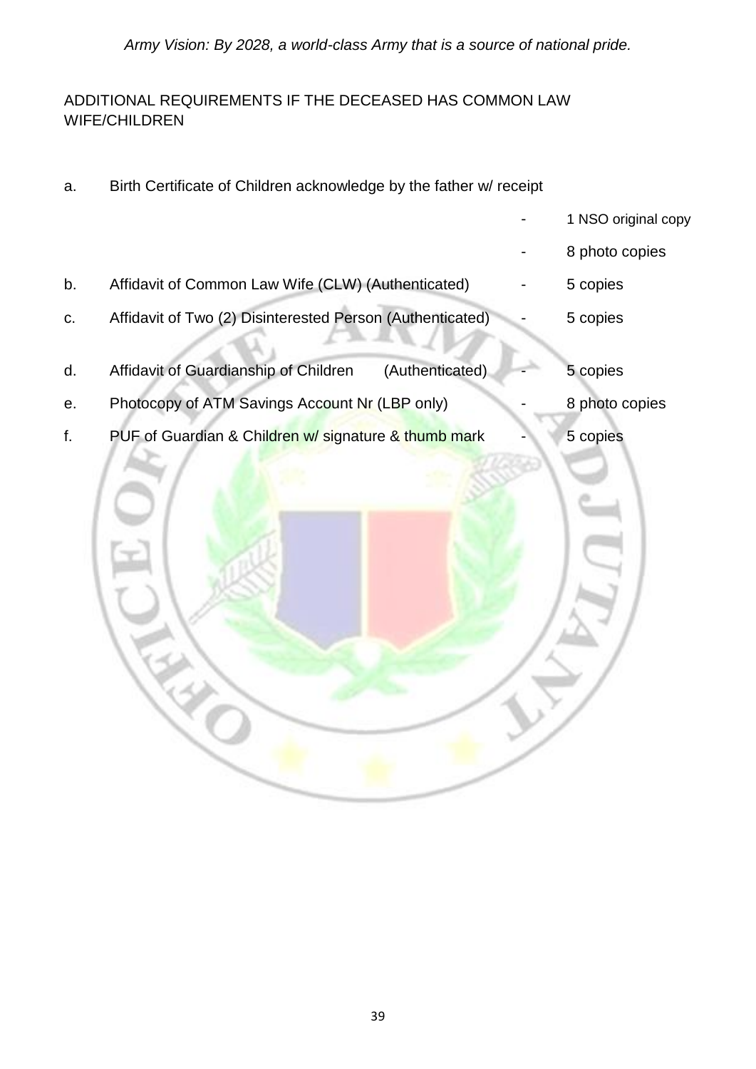ADDITIONAL REQUIREMENTS IF THE DECEASED HAS COMMON LAW WIFE/CHILDREN

a. Birth Certificate of Children acknowledge by the father w/ receipt
   - 1 NSO original copy
   - 8 photo copies

b. Affidavit of Common Law Wife (CLW) (Authenticated) - 5 copies

c. Affidavit of Two (2) Disinterested Person (Authenticated) - 5 copies

d. Affidavit of Guardianship of Children (Authenticated) - 5 copies

e. Photocopy of ATM Savings Account Nr (LBP only) - 8 photo copies

f. PUF of Guardian & Children w/ signature & thumb mark - 5 copies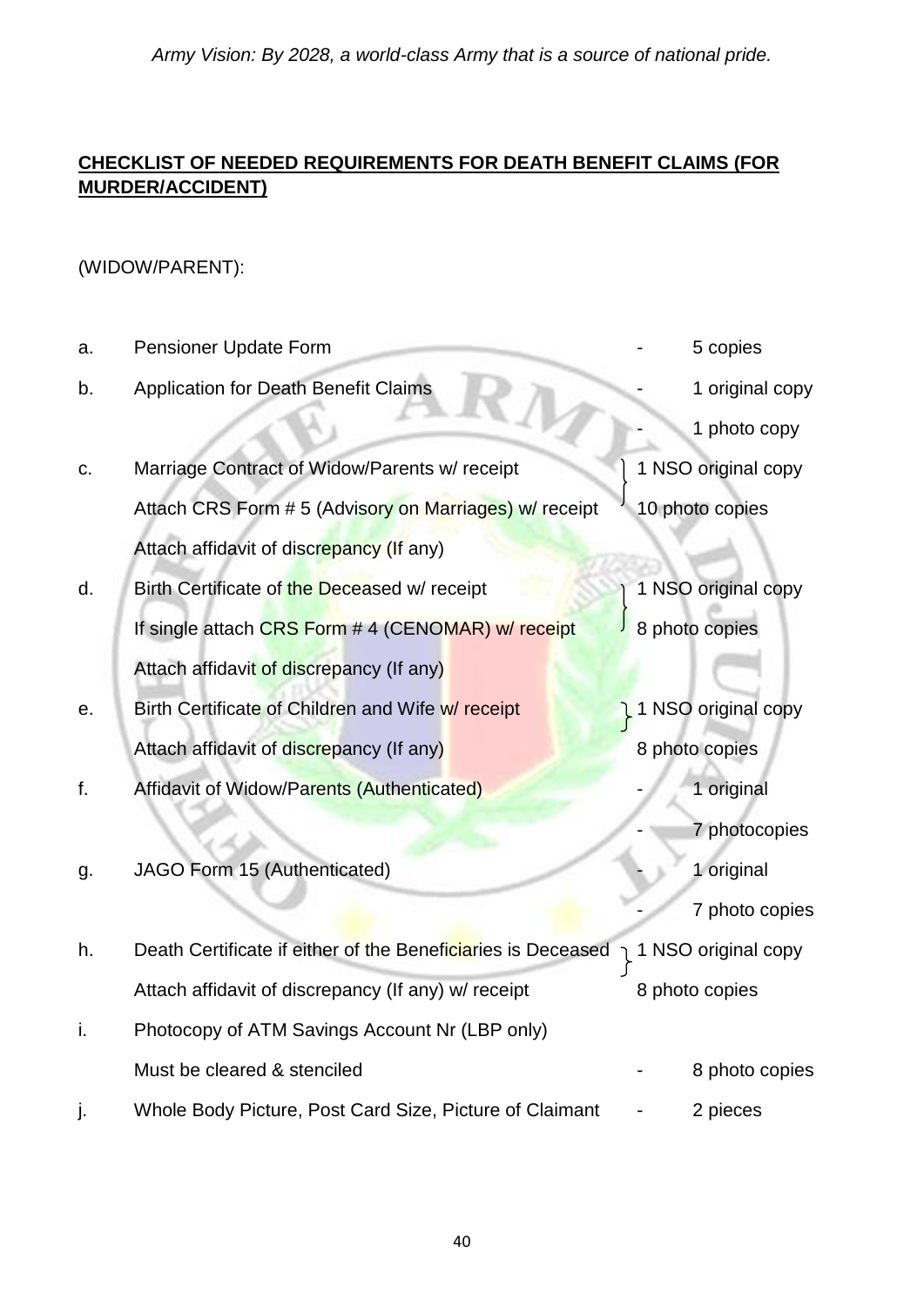**CHECKLIST OF NEEDED REQUIREMENTS FOR DEATH BENEFIT CLAIMS (FOR MURDER/ACCIDENT)**

(WIDOW/PARENT):

| | | |
|---|---|---|
| a. | Pensioner Update Form | - 5 copies |
| b. | Application for Death Benefit Claims | - 1 original copy<br>- 1 photo copy |
| c. | Marriage Contract of Widow/Parents w/ receipt<br>Attach CRS Form # 5 (Advisory on Marriages) w/ receipt<br>Attach affidavit of discrepancy (If any) | 1 NSO original copy<br>10 photo copies |
| d. | Birth Certificate of the Deceased w/ receipt<br>If single attach CRS Form # 4 (CENOMAR) w/ receipt<br>Attach affidavit of discrepancy (If any) | 1 NSO original copy<br>8 photo copies |
| e. | Birth Certificate of Children and Wife w/ receipt<br>Attach affidavit of discrepancy (If any) | 1 NSO original copy<br>8 photo copies |
| f. | Affidavit of Widow/Parents (Authenticated) | - 1 original<br>- 7 photocopies |
| g. | JAGO Form 15 (Authenticated) | - 1 original<br>- 7 photo copies |
| h. | Death Certificate if either of the Beneficiaries is Deceased<br>Attach affidavit of discrepancy (If any) w/ receipt | 1 NSO original copy<br>8 photo copies |
| i. | Photocopy of ATM Savings Account Nr (LBP only)<br>Must be cleared & stenciled | - 8 photo copies |
| j. | Whole Body Picture, Post Card Size, Picture of Claimant | - 2 pieces |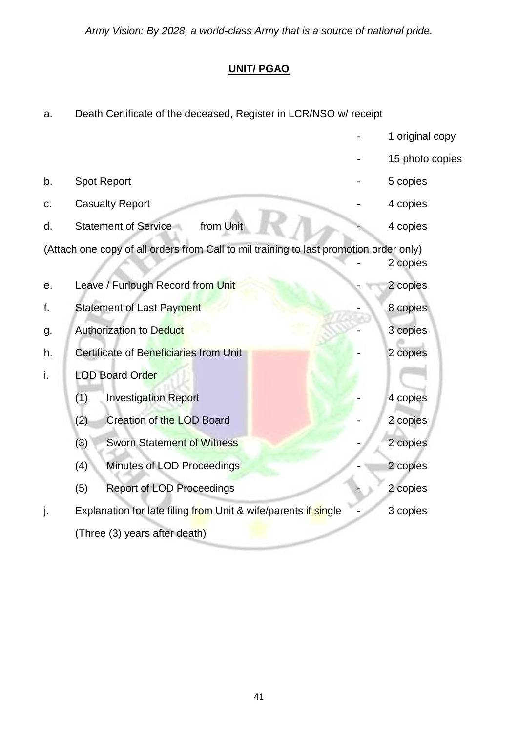**UNIT/ PGAO**

a. Death Certificate of the deceased, Register in LCR/NSO w/ receipt
   - 1 original copy
   - 15 photo copies

b. Spot Report - 5 copies

c. Casualty Report - 4 copies

d. Statement of Service from Unit - 4 copies

(Attach one copy of all orders from Call to mil training to last promotion order only) - 2 copies

e. Leave / Furlough Record from Unit - 2 copies

f. Statement of Last Payment - 8 copies

g. Authorization to Deduct - 3 copies

h. Certificate of Beneficiaries from Unit - 2 copies

i. LOD Board Order

   (1) Investigation Report - 4 copies

   (2) Creation of the LOD Board - 2 copies

   (3) Sworn Statement of Witness - 2 copies

   (4) Minutes of LOD Proceedings - 2 copies

   (5) Report of LOD Proceedings - 2 copies

j. Explanation for late filing from Unit & wife/parents if single - 3 copies

   (Three (3) years after death)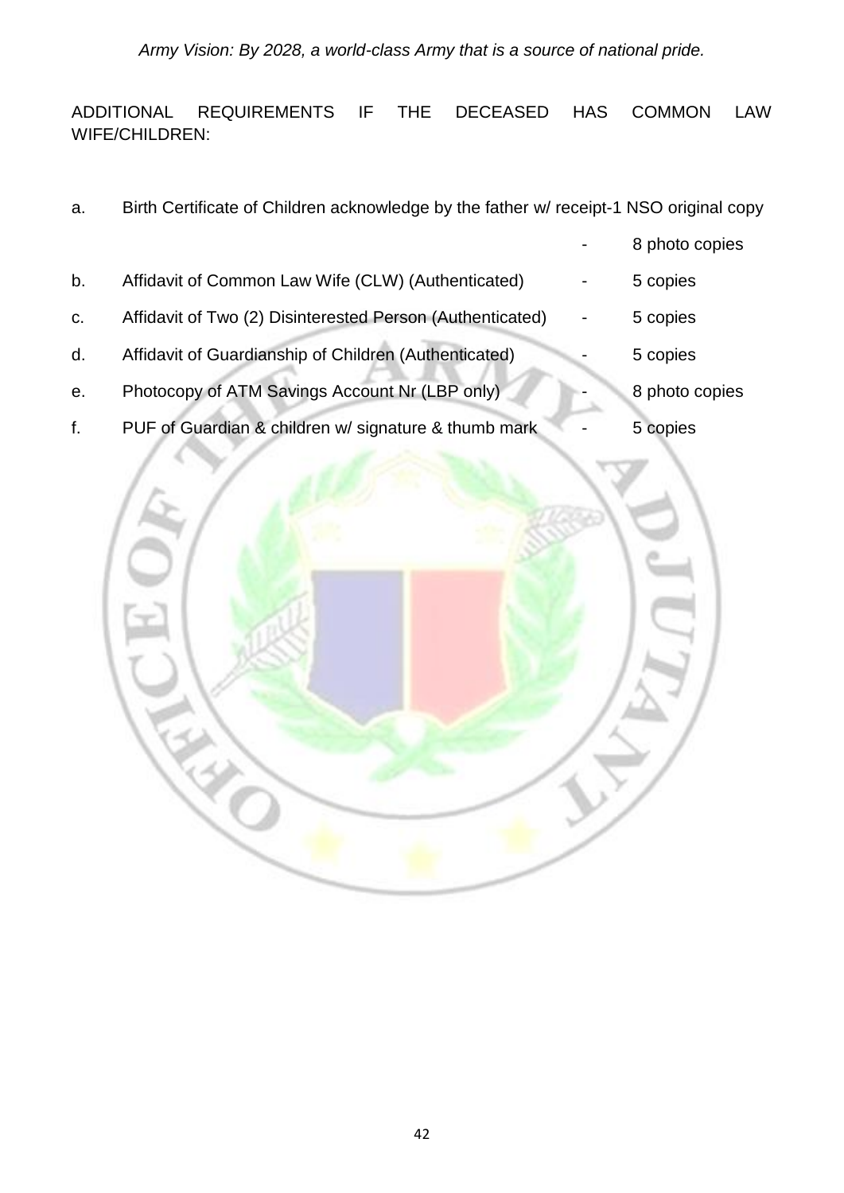ADDITIONAL REQUIREMENTS IF THE DECEASED HAS COMMON LAW WIFE/CHILDREN:

a. Birth Certificate of Children acknowledge by the father w/ receipt-1 NSO original copy - 8 photo copies

b. Affidavit of Common Law Wife (CLW) (Authenticated) - 5 copies

c. Affidavit of Two (2) Disinterested Person (Authenticated) - 5 copies

d. Affidavit of Guardianship of Children (Authenticated) - 5 copies

e. Photocopy of ATM Savings Account Nr (LBP only) - 8 photo copies

f. PUF of Guardian & children w/ signature & thumb mark - 5 copies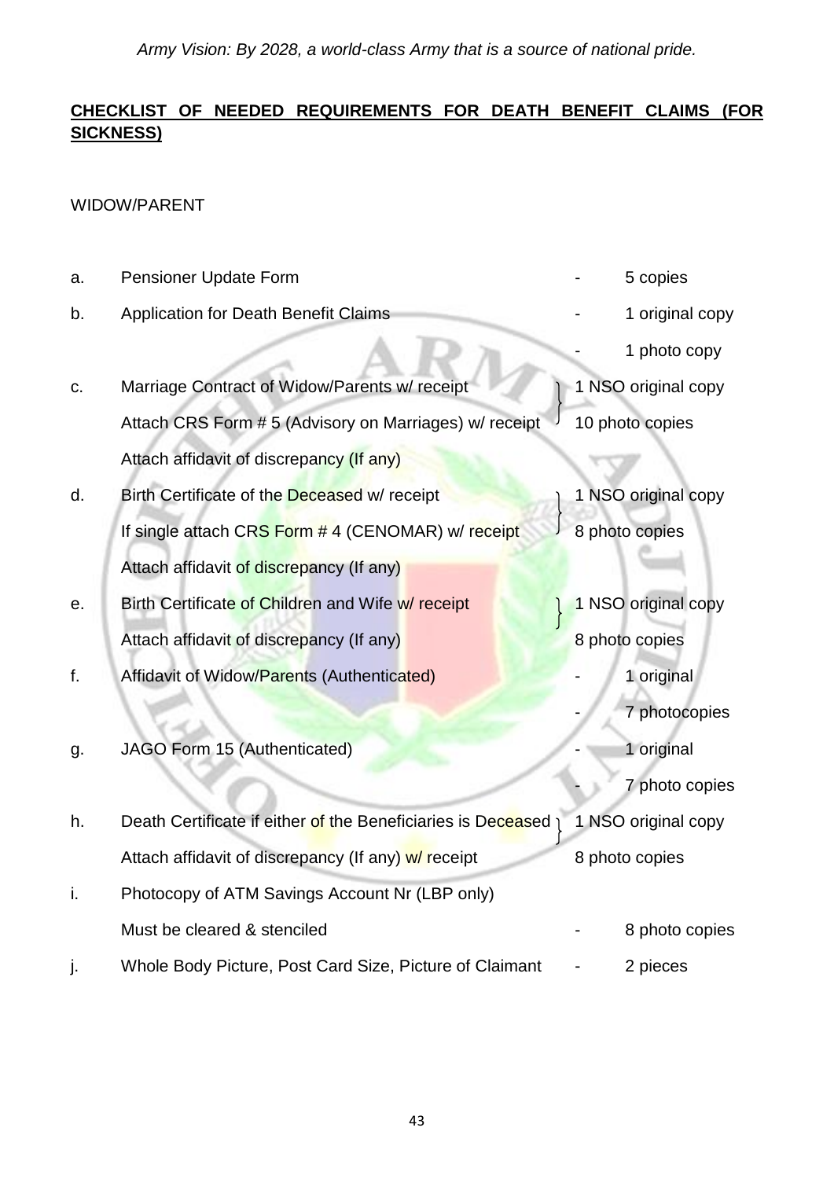## CHECKLIST OF NEEDED REQUIREMENTS FOR DEATH BENEFIT CLAIMS (FOR SICKNESS)

WIDOW/PARENT

| | Requirement | Copies |
|---|---|---|
| a. | Pensioner Update Form | - 5 copies |
| b. | Application for Death Benefit Claims | - 1 original copy<br>- 1 photo copy |
| c. | Marriage Contract of Widow/Parents w/ receipt<br>Attach CRS Form # 5 (Advisory on Marriages) w/ receipt<br>Attach affidavit of discrepancy (If any) | 1 NSO original copy<br>10 photo copies |
| d. | Birth Certificate of the Deceased w/ receipt<br>If single attach CRS Form # 4 (CENOMAR) w/ receipt<br>Attach affidavit of discrepancy (If any) | 1 NSO original copy<br>8 photo copies |
| e. | Birth Certificate of Children and Wife w/ receipt<br>Attach affidavit of discrepancy (If any) | 1 NSO original copy<br>8 photo copies |
| f. | Affidavit of Widow/Parents (Authenticated) | - 1 original<br>- 7 photocopies |
| g. | JAGO Form 15 (Authenticated) | - 1 original<br>- 7 photo copies |
| h. | Death Certificate if either of the Beneficiaries is Deceased<br>Attach affidavit of discrepancy (If any) w/ receipt | 1 NSO original copy<br>8 photo copies |
| i. | Photocopy of ATM Savings Account Nr (LBP only)<br>Must be cleared & stenciled | - 8 photo copies |
| j. | Whole Body Picture, Post Card Size, Picture of Claimant | - 2 pieces |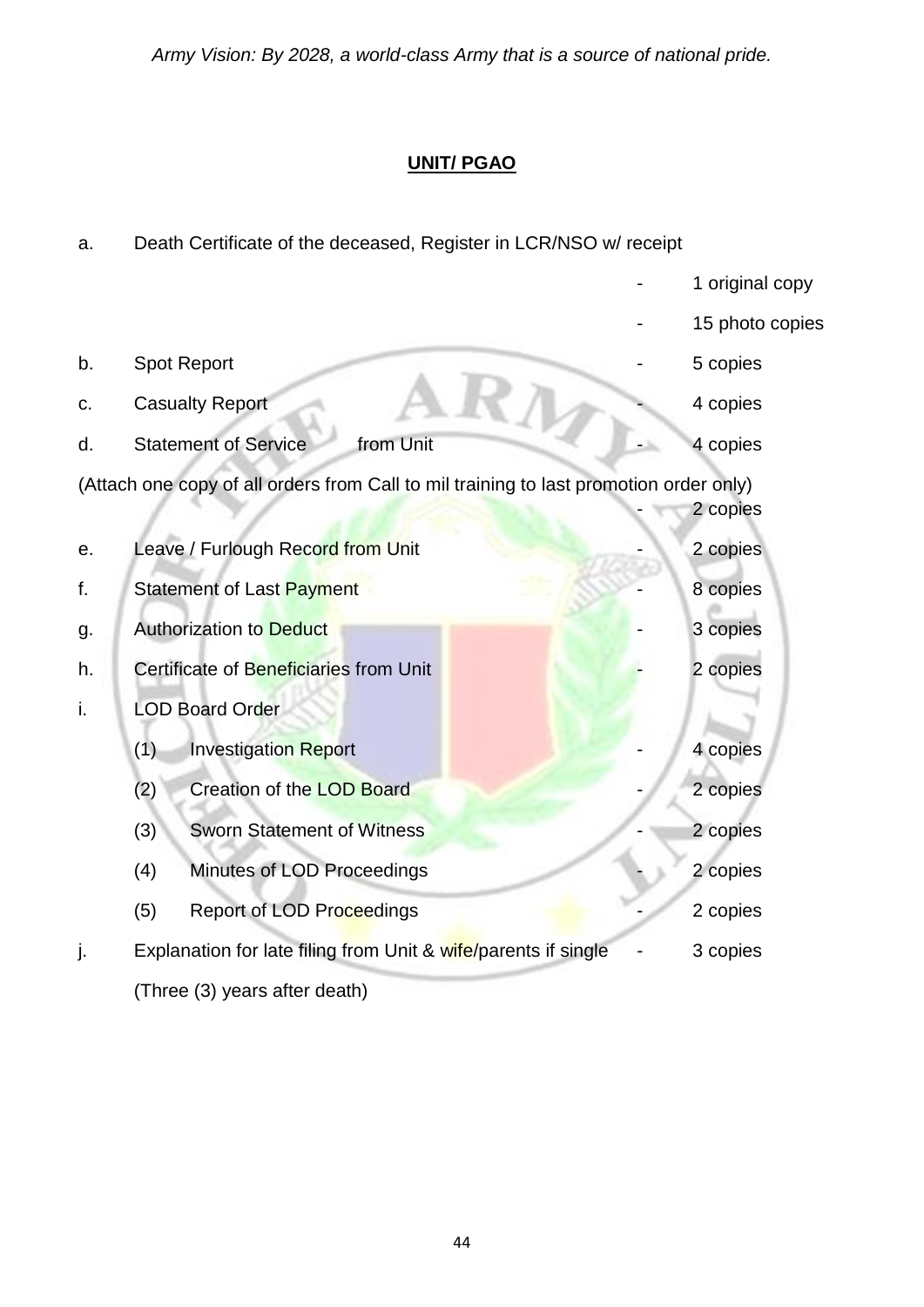## UNIT/ PGAO

a. Death Certificate of the deceased, Register in LCR/NSO w/ receipt
   - 1 original copy
   - 15 photo copies

b. Spot Report - 5 copies

c. Casualty Report - 4 copies

d. Statement of Service from Unit - 4 copies

(Attach one copy of all orders from Call to mil training to last promotion order only) - 2 copies

e. Leave / Furlough Record from Unit - 2 copies

f. Statement of Last Payment - 8 copies

g. Authorization to Deduct - 3 copies

h. Certificate of Beneficiaries from Unit - 2 copies

i. LOD Board Order

   (1) Investigation Report - 4 copies

   (2) Creation of the LOD Board - 2 copies

   (3) Sworn Statement of Witness - 2 copies

   (4) Minutes of LOD Proceedings - 2 copies

   (5) Report of LOD Proceedings - 2 copies

j. Explanation for late filing from Unit & wife/parents if single - 3 copies

   (Three (3) years after death)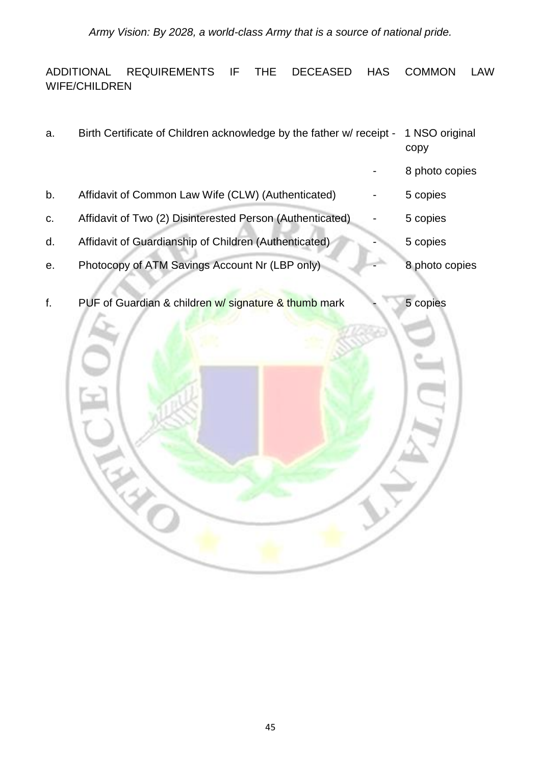ADDITIONAL REQUIREMENTS IF THE DECEASED HAS COMMON LAW WIFE/CHILDREN

| | | | |
|---|---|---|---|
| a. | Birth Certificate of Children acknowledge by the father w/ receipt | - | 1 NSO original copy |
| | | - | 8 photo copies |
| b. | Affidavit of Common Law Wife (CLW) (Authenticated) | - | 5 copies |
| c. | Affidavit of Two (2) Disinterested Person (Authenticated) | - | 5 copies |
| d. | Affidavit of Guardianship of Children (Authenticated) | - | 5 copies |
| e. | Photocopy of ATM Savings Account Nr (LBP only) | - | 8 photo copies |
| f. | PUF of Guardian & children w/ signature & thumb mark | - | 5 copies |